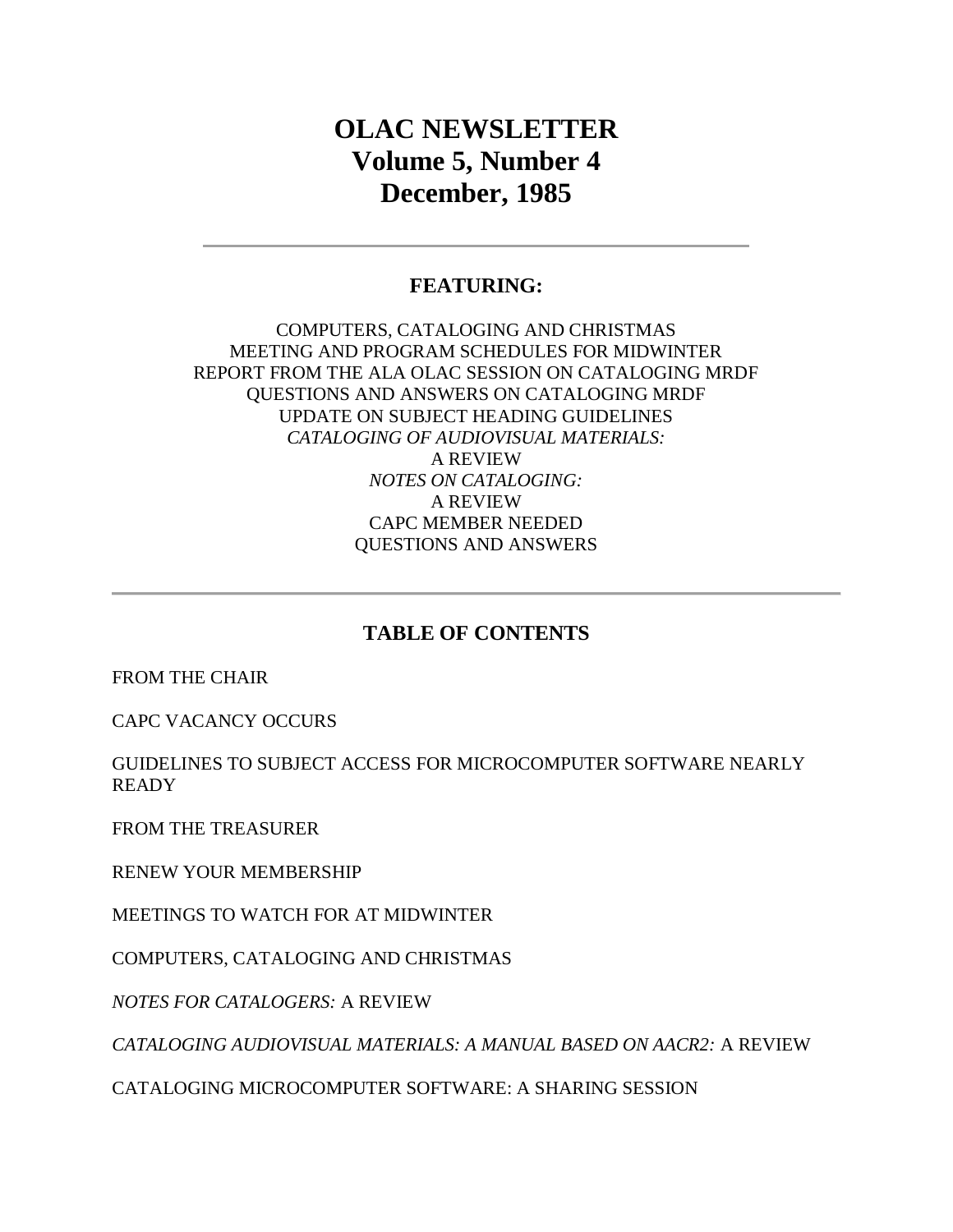# OLAC NEWSLETTER
# Volume 5, Number 4
# December, 1985

---

## FEATURING:

COMPUTERS, CATALOGING AND CHRISTMAS
MEETING AND PROGRAM SCHEDULES FOR MIDWINTER
REPORT FROM THE ALA OLAC SESSION ON CATALOGING MRDF
QUESTIONS AND ANSWERS ON CATALOGING MRDF
UPDATE ON SUBJECT HEADING GUIDELINES
*CATALOGING OF AUDIOVISUAL MATERIALS:*
A REVIEW
*NOTES ON CATALOGING:*
A REVIEW
CAPC MEMBER NEEDED
QUESTIONS AND ANSWERS

---

## TABLE OF CONTENTS

FROM THE CHAIR

CAPC VACANCY OCCURS

GUIDELINES TO SUBJECT ACCESS FOR MICROCOMPUTER SOFTWARE NEARLY READY

FROM THE TREASURER

RENEW YOUR MEMBERSHIP

MEETINGS TO WATCH FOR AT MIDWINTER

COMPUTERS, CATALOGING AND CHRISTMAS

*NOTES FOR CATALOGERS:* A REVIEW

*CATALOGING AUDIOVISUAL MATERIALS: A MANUAL BASED ON AACR2:* A REVIEW

CATALOGING MICROCOMPUTER SOFTWARE: A SHARING SESSION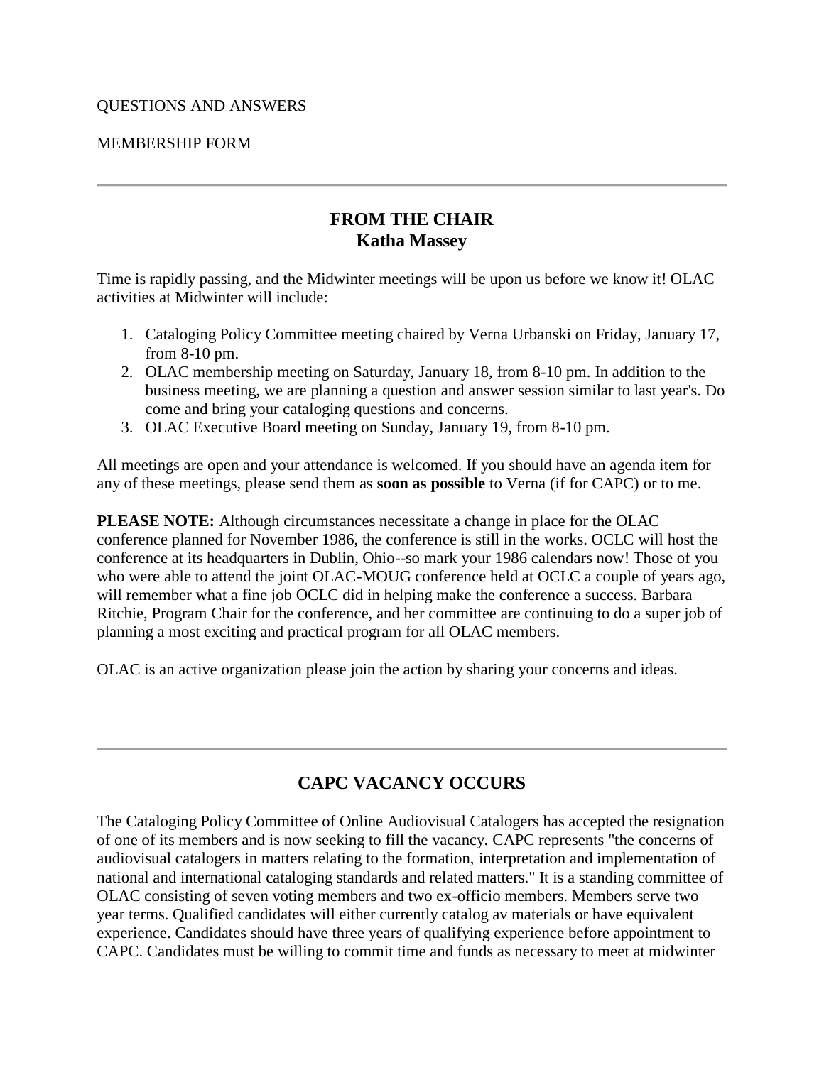QUESTIONS AND ANSWERS

MEMBERSHIP FORM

---

## FROM THE CHAIR
## Katha Massey

Time is rapidly passing, and the Midwinter meetings will be upon us before we know it! OLAC activities at Midwinter will include:

1. Cataloging Policy Committee meeting chaired by Verna Urbanski on Friday, January 17, from 8-10 pm.
2. OLAC membership meeting on Saturday, January 18, from 8-10 pm. In addition to the business meeting, we are planning a question and answer session similar to last year's. Do come and bring your cataloging questions and concerns.
3. OLAC Executive Board meeting on Sunday, January 19, from 8-10 pm.

All meetings are open and your attendance is welcomed. If you should have an agenda item for any of these meetings, please send them as **soon as possible** to Verna (if for CAPC) or to me.

**PLEASE NOTE:** Although circumstances necessitate a change in place for the OLAC conference planned for November 1986, the conference is still in the works. OCLC will host the conference at its headquarters in Dublin, Ohio--so mark your 1986 calendars now! Those of you who were able to attend the joint OLAC-MOUG conference held at OCLC a couple of years ago, will remember what a fine job OCLC did in helping make the conference a success. Barbara Ritchie, Program Chair for the conference, and her committee are continuing to do a super job of planning a most exciting and practical program for all OLAC members.

OLAC is an active organization please join the action by sharing your concerns and ideas.

---

## CAPC VACANCY OCCURS

The Cataloging Policy Committee of Online Audiovisual Catalogers has accepted the resignation of one of its members and is now seeking to fill the vacancy. CAPC represents "the concerns of audiovisual catalogers in matters relating to the formation, interpretation and implementation of national and international cataloging standards and related matters." It is a standing committee of OLAC consisting of seven voting members and two ex-officio members. Members serve two year terms. Qualified candidates will either currently catalog av materials or have equivalent experience. Candidates should have three years of qualifying experience before appointment to CAPC. Candidates must be willing to commit time and funds as necessary to meet at midwinter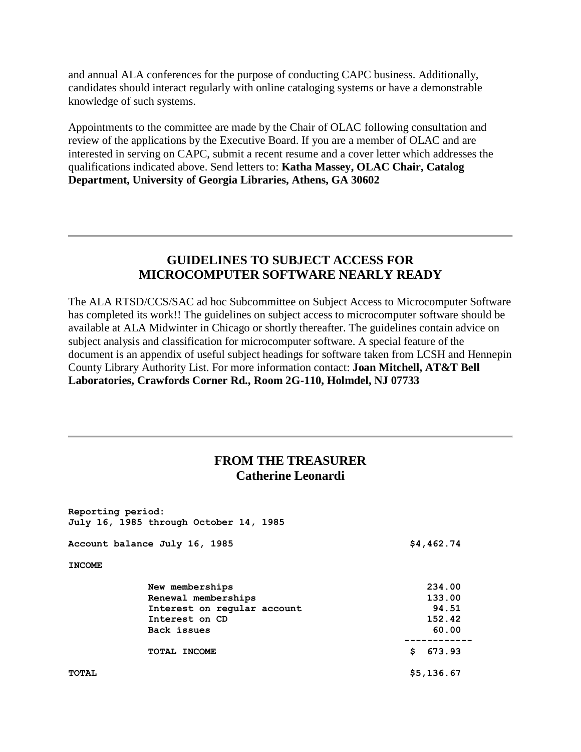and annual ALA conferences for the purpose of conducting CAPC business. Additionally, candidates should interact regularly with online cataloging systems or have a demonstrable knowledge of such systems.

Appointments to the committee are made by the Chair of OLAC following consultation and review of the applications by the Executive Board. If you are a member of OLAC and are interested in serving on CAPC, submit a recent resume and a cover letter which addresses the qualifications indicated above. Send letters to: **Katha Massey, OLAC Chair, Catalog Department, University of Georgia Libraries, Athens, GA 30602**

---

## GUIDELINES TO SUBJECT ACCESS FOR MICROCOMPUTER SOFTWARE NEARLY READY

The ALA RTSD/CCS/SAC ad hoc Subcommittee on Subject Access to Microcomputer Software has completed its work!! The guidelines on subject access to microcomputer software should be available at ALA Midwinter in Chicago or shortly thereafter. The guidelines contain advice on subject analysis and classification for microcomputer software. A special feature of the document is an appendix of useful subject headings for software taken from LCSH and Hennepin County Library Authority List. For more information contact: **Joan Mitchell, AT&T Bell Laboratories, Crawfords Corner Rd., Room 2G-110, Holmdel, NJ 07733**

---

## FROM THE TREASURER
## Catherine Leonardi

```
Reporting period:
July 16, 1985 through October 14, 1985

Account balance July 16, 1985                          $4,462.74

INCOME

          New memberships                                 234.00
          Renewal memberships                             133.00
          Interest on regular account                      94.51
          Interest on CD                                  152.42
          Back issues                                      60.00
                                                     ------------
          TOTAL INCOME                                 $  673.93

TOTAL                                                  $5,136.67
```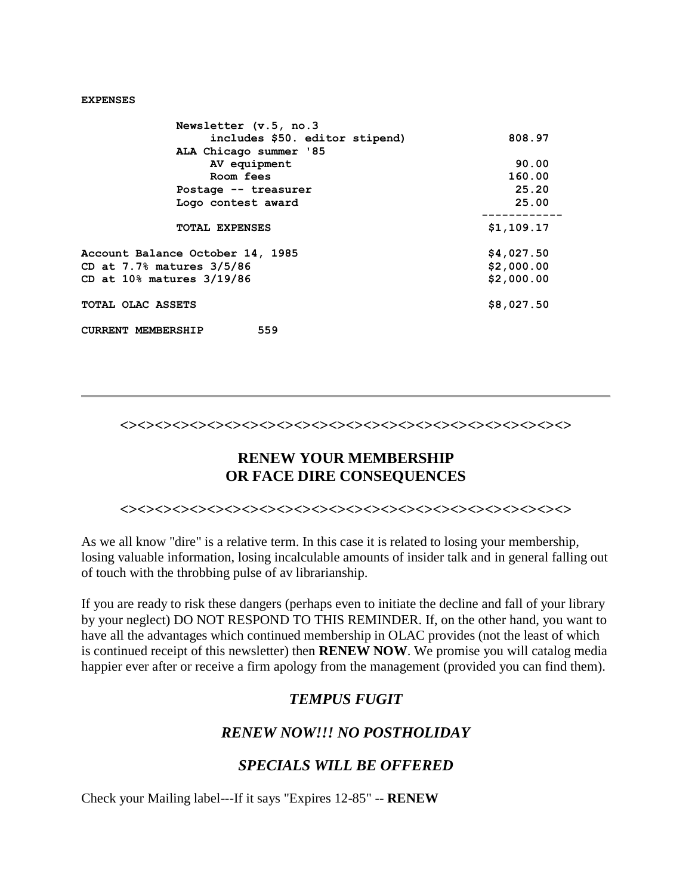**EXPENSES**

| | |
|---|---:|
| Newsletter (v.5, no.3 includes $50. editor stipend) | 808.97 |
| ALA Chicago summer '85 | |
| AV equipment | 90.00 |
| Room fees | 160.00 |
| Postage -- treasurer | 25.20 |
| Logo contest award | 25.00 |
| TOTAL EXPENSES | $1,109.17 |

| | |
|---|---:|
| Account Balance October 14, 1985 | $4,027.50 |
| CD at 7.7% matures 3/5/86 | $2,000.00 |
| CD at 10% matures 3/19/86 | $2,000.00 |
| TOTAL OLAC ASSETS | $8,027.50 |

**CURRENT MEMBERSHIP** 559

---

<><><><><><><><><><><><><><><><><><><><><><><><><><><><><><><><><><><><><><><><>

## RENEW YOUR MEMBERSHIP OR FACE DIRE CONSEQUENCES

<><><><><><><><><><><><><><><><><><><><><><><><><><><><><><><><><><><><><><><><>

As we all know "dire" is a relative term. In this case it is related to losing your membership, losing valuable information, losing incalculable amounts of insider talk and in general falling out of touch with the throbbing pulse of av librarianship.

If you are ready to risk these dangers (perhaps even to initiate the decline and fall of your library by your neglect) DO NOT RESPOND TO THIS REMINDER. If, on the other hand, you want to have all the advantages which continued membership in OLAC provides (not the least of which is continued receipt of this newsletter) then **RENEW NOW**. We promise you will catalog media happier ever after or receive a firm apology from the management (provided you can find them).

***TEMPUS FUGIT***

***RENEW NOW!!! NO POSTHOLIDAY***

***SPECIALS WILL BE OFFERED***

Check your Mailing label---If it says "Expires 12-85" -- **RENEW**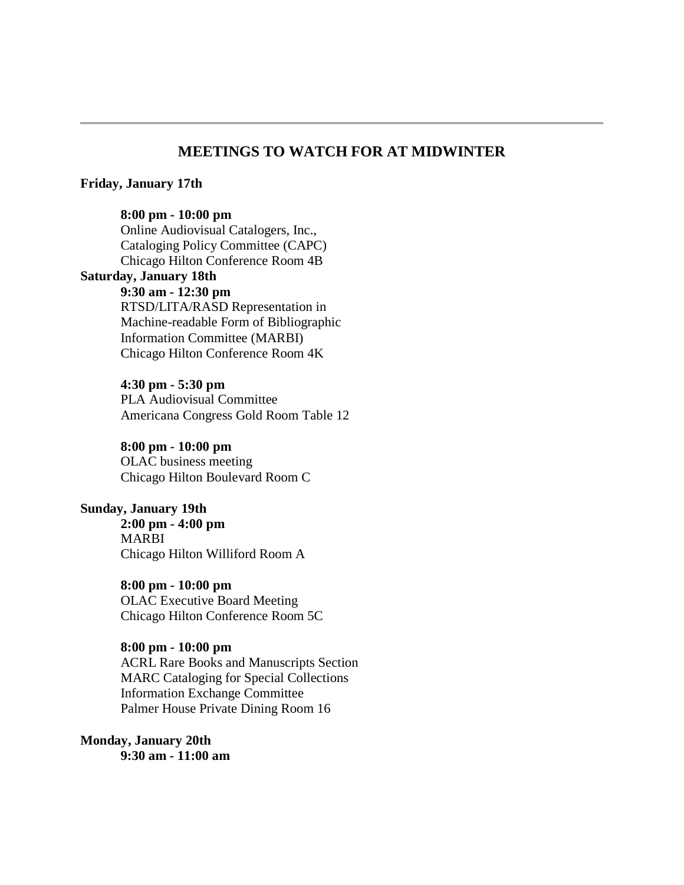---

## MEETINGS TO WATCH FOR AT MIDWINTER

**Friday, January 17th**

**8:00 pm - 10:00 pm**
Online Audiovisual Catalogers, Inc.,
Cataloging Policy Committee (CAPC)
Chicago Hilton Conference Room 4B

**Saturday, January 18th**

**9:30 am - 12:30 pm**
RTSD/LITA/RASD Representation in
Machine-readable Form of Bibliographic
Information Committee (MARBI)
Chicago Hilton Conference Room 4K

**4:30 pm - 5:30 pm**
PLA Audiovisual Committee
Americana Congress Gold Room Table 12

**8:00 pm - 10:00 pm**
OLAC business meeting
Chicago Hilton Boulevard Room C

**Sunday, January 19th**

**2:00 pm - 4:00 pm**
MARBI
Chicago Hilton Williford Room A

**8:00 pm - 10:00 pm**
OLAC Executive Board Meeting
Chicago Hilton Conference Room 5C

**8:00 pm - 10:00 pm**
ACRL Rare Books and Manuscripts Section
MARC Cataloging for Special Collections
Information Exchange Committee
Palmer House Private Dining Room 16

**Monday, January 20th**

**9:30 am - 11:00 am**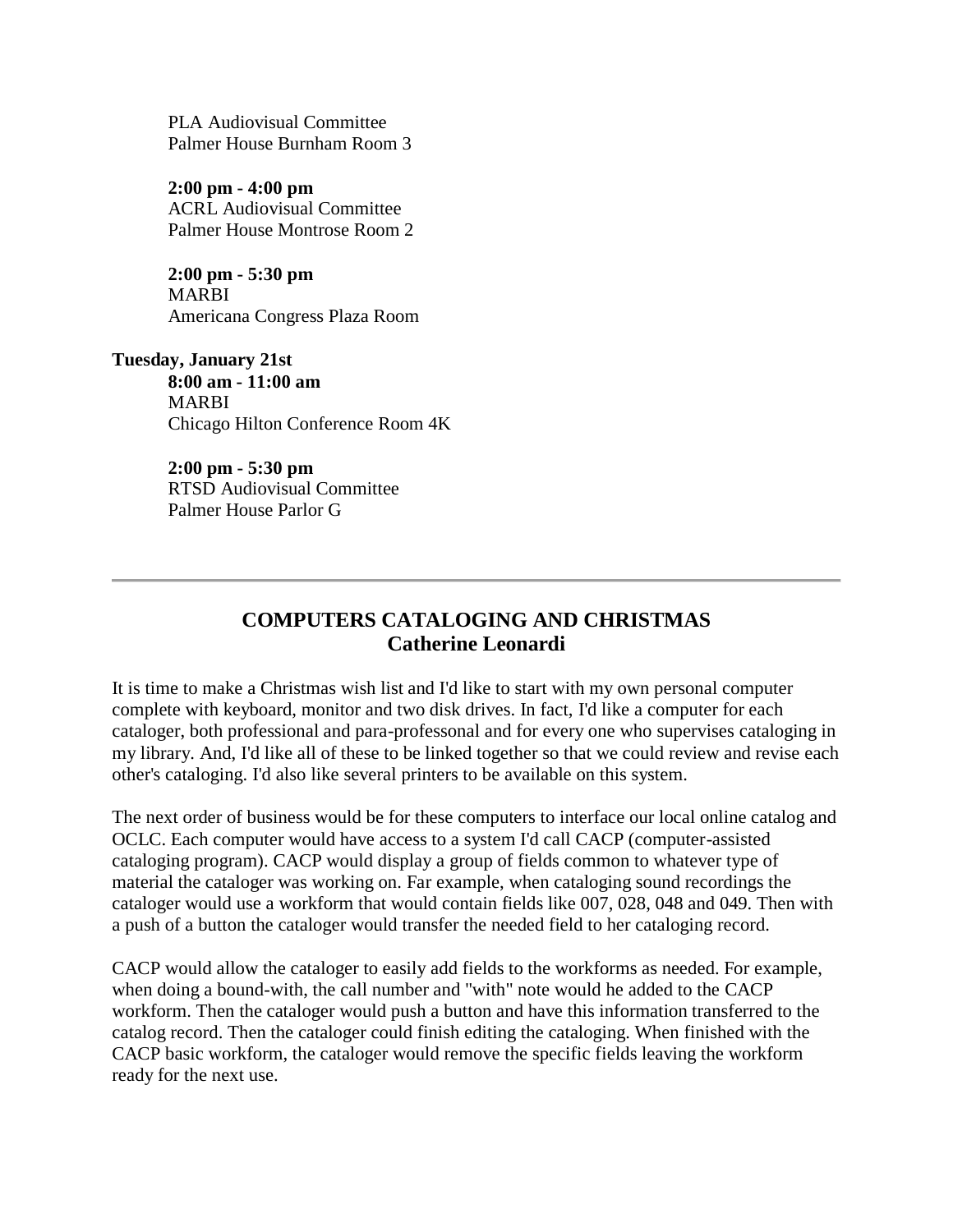PLA Audiovisual Committee
Palmer House Burnham Room 3

**2:00 pm - 4:00 pm**
ACRL Audiovisual Committee
Palmer House Montrose Room 2

**2:00 pm - 5:30 pm**
MARBI
Americana Congress Plaza Room

**Tuesday, January 21st**

**8:00 am - 11:00 am**
MARBI
Chicago Hilton Conference Room 4K

**2:00 pm - 5:30 pm**
RTSD Audiovisual Committee
Palmer House Parlor G

---

## COMPUTERS CATALOGING AND CHRISTMAS
**Catherine Leonardi**

It is time to make a Christmas wish list and I'd like to start with my own personal computer complete with keyboard, monitor and two disk drives. In fact, I'd like a computer for each cataloger, both professional and para-professonal and for every one who supervises cataloging in my library. And, I'd like all of these to be linked together so that we could review and revise each other's cataloging. I'd also like several printers to be available on this system.

The next order of business would be for these computers to interface our local online catalog and OCLC. Each computer would have access to a system I'd call CACP (computer-assisted cataloging program). CACP would display a group of fields common to whatever type of material the cataloger was working on. Far example, when cataloging sound recordings the cataloger would use a workform that would contain fields like 007, 028, 048 and 049. Then with a push of a button the cataloger would transfer the needed field to her cataloging record.

CACP would allow the cataloger to easily add fields to the workforms as needed. For example, when doing a bound-with, the call number and "with" note would he added to the CACP workform. Then the cataloger would push a button and have this information transferred to the catalog record. Then the cataloger could finish editing the cataloging. When finished with the CACP basic workform, the cataloger would remove the specific fields leaving the workform ready for the next use.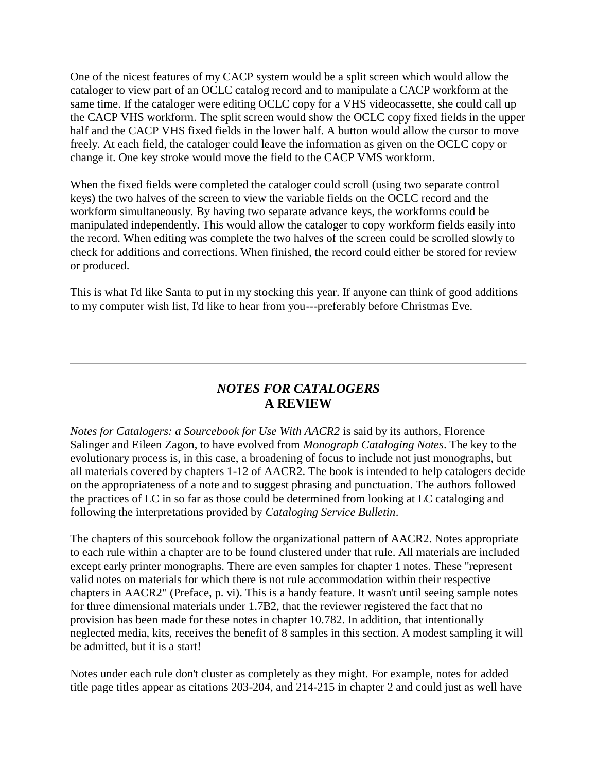One of the nicest features of my CACP system would be a split screen which would allow the cataloger to view part of an OCLC catalog record and to manipulate a CACP workform at the same time. If the cataloger were editing OCLC copy for a VHS videocassette, she could call up the CACP VHS workform. The split screen would show the OCLC copy fixed fields in the upper half and the CACP VHS fixed fields in the lower half. A button would allow the cursor to move freely. At each field, the cataloger could leave the information as given on the OCLC copy or change it. One key stroke would move the field to the CACP VMS workform.

When the fixed fields were completed the cataloger could scroll (using two separate control keys) the two halves of the screen to view the variable fields on the OCLC record and the workform simultaneously. By having two separate advance keys, the workforms could be manipulated independently. This would allow the cataloger to copy workform fields easily into the record. When editing was complete the two halves of the screen could be scrolled slowly to check for additions and corrections. When finished, the record could either be stored for review or produced.

This is what I'd like Santa to put in my stocking this year. If anyone can think of good additions to my computer wish list, I'd like to hear from you---preferably before Christmas Eve.

---

## *NOTES FOR CATALOGERS*
## A REVIEW

*Notes for Catalogers: a Sourcebook for Use With AACR2* is said by its authors, Florence Salinger and Eileen Zagon, to have evolved from *Monograph Cataloging Notes*. The key to the evolutionary process is, in this case, a broadening of focus to include not just monographs, but all materials covered by chapters 1-12 of AACR2. The book is intended to help catalogers decide on the appropriateness of a note and to suggest phrasing and punctuation. The authors followed the practices of LC in so far as those could be determined from looking at LC cataloging and following the interpretations provided by *Cataloging Service Bulletin*.

The chapters of this sourcebook follow the organizational pattern of AACR2. Notes appropriate to each rule within a chapter are to be found clustered under that rule. All materials are included except early printer monographs. There are even samples for chapter 1 notes. These "represent valid notes on materials for which there is not rule accommodation within their respective chapters in AACR2" (Preface, p. vi). This is a handy feature. It wasn't until seeing sample notes for three dimensional materials under 1.7B2, that the reviewer registered the fact that no provision has been made for these notes in chapter 10.782. In addition, that intentionally neglected media, kits, receives the benefit of 8 samples in this section. A modest sampling it will be admitted, but it is a start!

Notes under each rule don't cluster as completely as they might. For example, notes for added title page titles appear as citations 203-204, and 214-215 in chapter 2 and could just as well have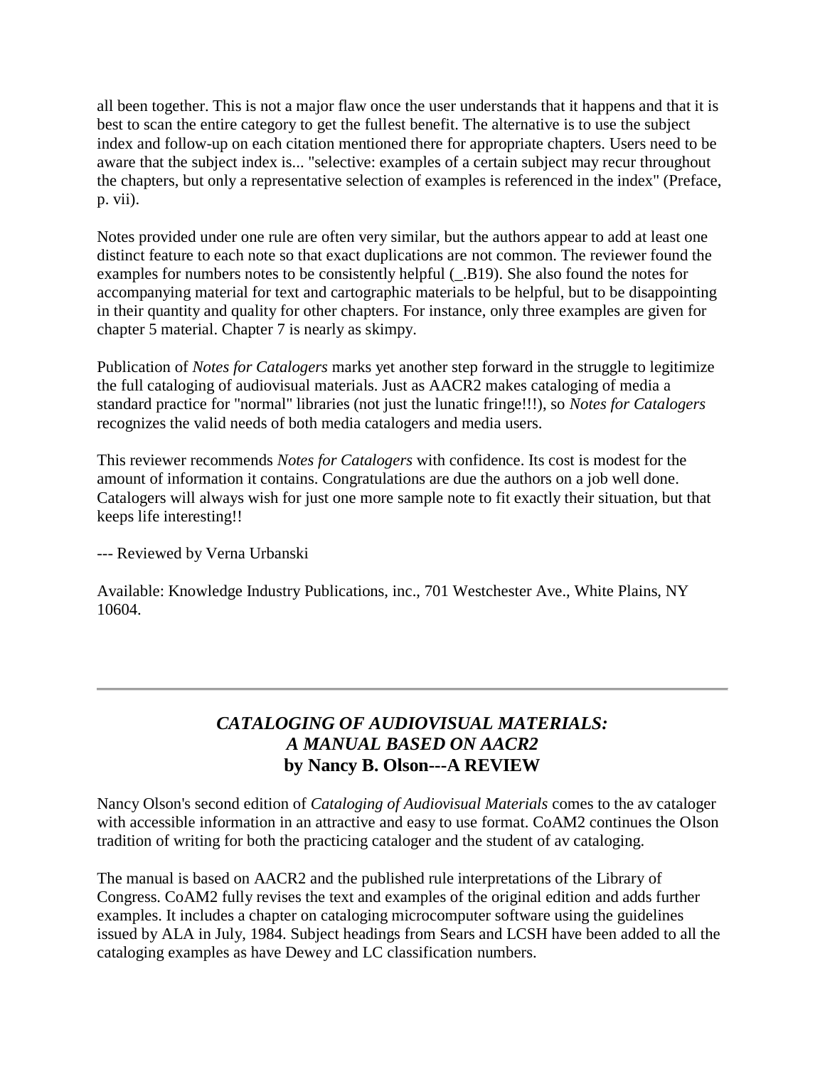all been together. This is not a major flaw once the user understands that it happens and that it is best to scan the entire category to get the fullest benefit. The alternative is to use the subject index and follow-up on each citation mentioned there for appropriate chapters. Users need to be aware that the subject index is... "selective: examples of a certain subject may recur throughout the chapters, but only a representative selection of examples is referenced in the index" (Preface, p. vii).

Notes provided under one rule are often very similar, but the authors appear to add at least one distinct feature to each note so that exact duplications are not common. The reviewer found the examples for numbers notes to be consistently helpful (_.B19). She also found the notes for accompanying material for text and cartographic materials to be helpful, but to be disappointing in their quantity and quality for other chapters. For instance, only three examples are given for chapter 5 material. Chapter 7 is nearly as skimpy.

Publication of *Notes for Catalogers* marks yet another step forward in the struggle to legitimize the full cataloging of audiovisual materials. Just as AACR2 makes cataloging of media a standard practice for "normal" libraries (not just the lunatic fringe!!!), so *Notes for Catalogers* recognizes the valid needs of both media catalogers and media users.

This reviewer recommends *Notes for Catalogers* with confidence. Its cost is modest for the amount of information it contains. Congratulations are due the authors on a job well done. Catalogers will always wish for just one more sample note to fit exactly their situation, but that keeps life interesting!!

--- Reviewed by Verna Urbanski

Available: Knowledge Industry Publications, inc., 701 Westchester Ave., White Plains, NY 10604.

---

## *CATALOGING OF AUDIOVISUAL MATERIALS: A MANUAL BASED ON AACR2* by Nancy B. Olson---A REVIEW

Nancy Olson's second edition of *Cataloging of Audiovisual Materials* comes to the av cataloger with accessible information in an attractive and easy to use format. CoAM2 continues the Olson tradition of writing for both the practicing cataloger and the student of av cataloging.

The manual is based on AACR2 and the published rule interpretations of the Library of Congress. CoAM2 fully revises the text and examples of the original edition and adds further examples. It includes a chapter on cataloging microcomputer software using the guidelines issued by ALA in July, 1984. Subject headings from Sears and LCSH have been added to all the cataloging examples as have Dewey and LC classification numbers.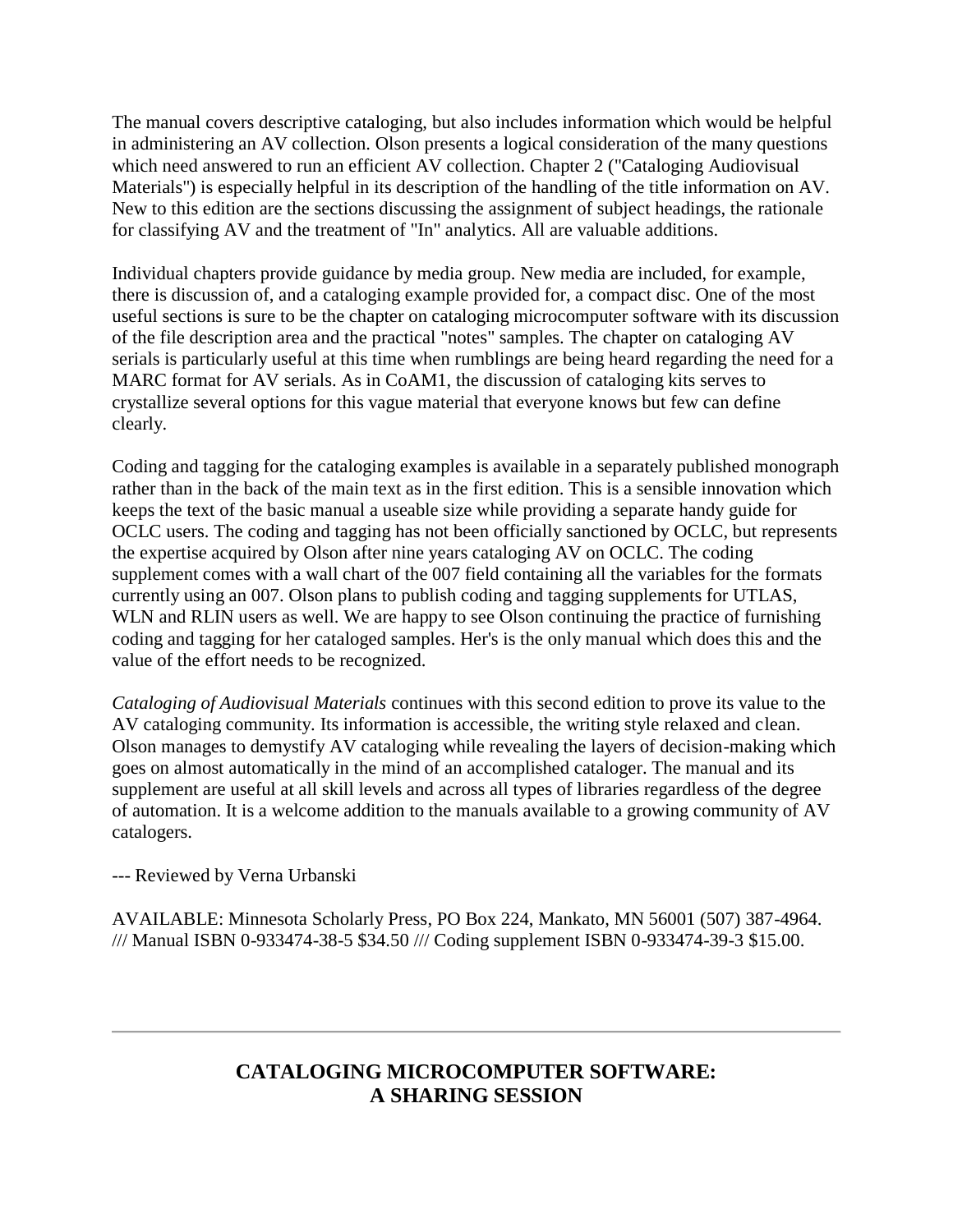The manual covers descriptive cataloging, but also includes information which would be helpful in administering an AV collection. Olson presents a logical consideration of the many questions which need answered to run an efficient AV collection. Chapter 2 ("Cataloging Audiovisual Materials") is especially helpful in its description of the handling of the title information on AV. New to this edition are the sections discussing the assignment of subject headings, the rationale for classifying AV and the treatment of "In" analytics. All are valuable additions.

Individual chapters provide guidance by media group. New media are included, for example, there is discussion of, and a cataloging example provided for, a compact disc. One of the most useful sections is sure to be the chapter on cataloging microcomputer software with its discussion of the file description area and the practical "notes" samples. The chapter on cataloging AV serials is particularly useful at this time when rumblings are being heard regarding the need for a MARC format for AV serials. As in CoAM1, the discussion of cataloging kits serves to crystallize several options for this vague material that everyone knows but few can define clearly.

Coding and tagging for the cataloging examples is available in a separately published monograph rather than in the back of the main text as in the first edition. This is a sensible innovation which keeps the text of the basic manual a useable size while providing a separate handy guide for OCLC users. The coding and tagging has not been officially sanctioned by OCLC, but represents the expertise acquired by Olson after nine years cataloging AV on OCLC. The coding supplement comes with a wall chart of the 007 field containing all the variables for the formats currently using an 007. Olson plans to publish coding and tagging supplements for UTLAS, WLN and RLIN users as well. We are happy to see Olson continuing the practice of furnishing coding and tagging for her cataloged samples. Her's is the only manual which does this and the value of the effort needs to be recognized.

*Cataloging of Audiovisual Materials* continues with this second edition to prove its value to the AV cataloging community. Its information is accessible, the writing style relaxed and clean. Olson manages to demystify AV cataloging while revealing the layers of decision-making which goes on almost automatically in the mind of an accomplished cataloger. The manual and its supplement are useful at all skill levels and across all types of libraries regardless of the degree of automation. It is a welcome addition to the manuals available to a growing community of AV catalogers.

--- Reviewed by Verna Urbanski

AVAILABLE: Minnesota Scholarly Press, PO Box 224, Mankato, MN 56001 (507) 387-4964. /// Manual ISBN 0-933474-38-5 $34.50 /// Coding supplement ISBN 0-933474-39-3 $15.00.

---

## CATALOGING MICROCOMPUTER SOFTWARE: A SHARING SESSION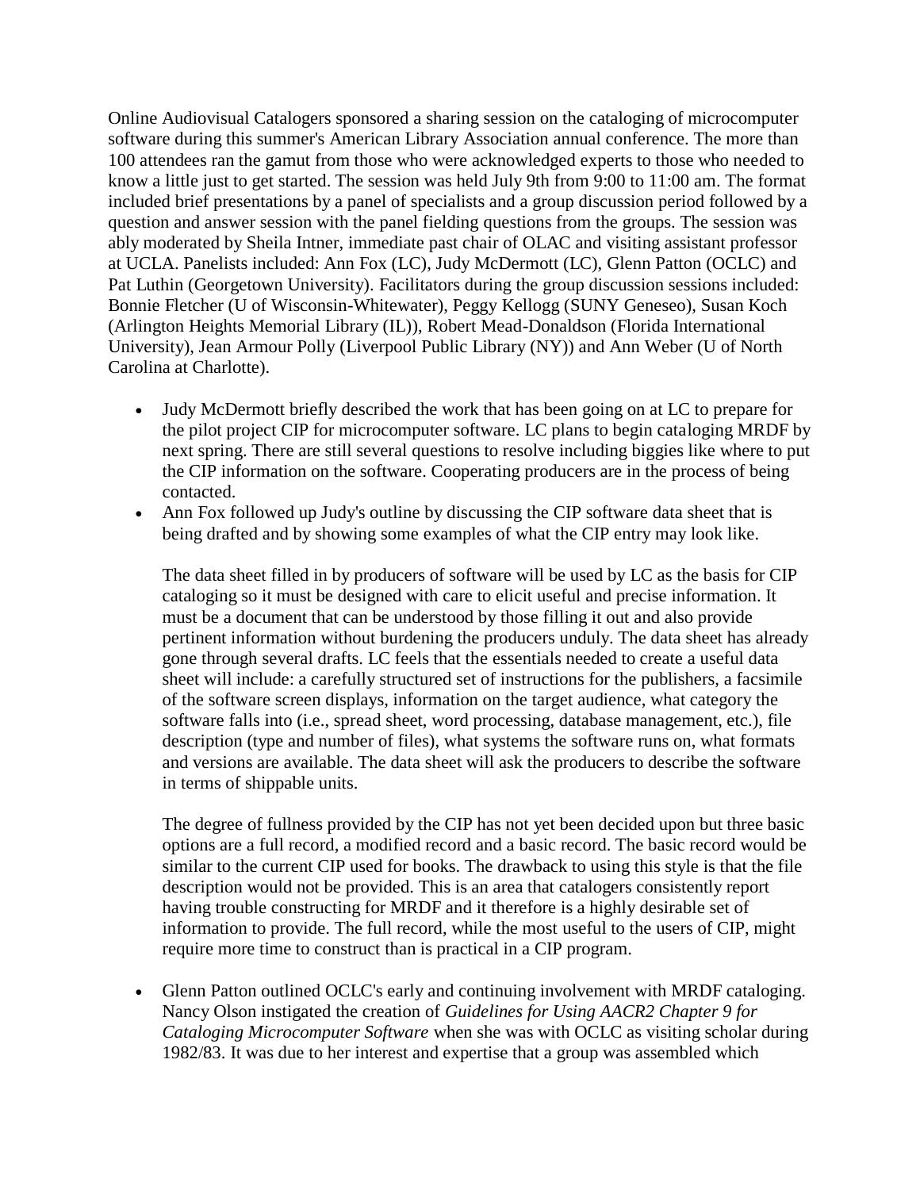Online Audiovisual Catalogers sponsored a sharing session on the cataloging of microcomputer software during this summer's American Library Association annual conference. The more than 100 attendees ran the gamut from those who were acknowledged experts to those who needed to know a little just to get started. The session was held July 9th from 9:00 to 11:00 am. The format included brief presentations by a panel of specialists and a group discussion period followed by a question and answer session with the panel fielding questions from the groups. The session was ably moderated by Sheila Intner, immediate past chair of OLAC and visiting assistant professor at UCLA. Panelists included: Ann Fox (LC), Judy McDermott (LC), Glenn Patton (OCLC) and Pat Luthin (Georgetown University). Facilitators during the group discussion sessions included: Bonnie Fletcher (U of Wisconsin-Whitewater), Peggy Kellogg (SUNY Geneseo), Susan Koch (Arlington Heights Memorial Library (IL)), Robert Mead-Donaldson (Florida International University), Jean Armour Polly (Liverpool Public Library (NY)) and Ann Weber (U of North Carolina at Charlotte).

- Judy McDermott briefly described the work that has been going on at LC to prepare for the pilot project CIP for microcomputer software. LC plans to begin cataloging MRDF by next spring. There are still several questions to resolve including biggies like where to put the CIP information on the software. Cooperating producers are in the process of being contacted.
- Ann Fox followed up Judy's outline by discussing the CIP software data sheet that is being drafted and by showing some examples of what the CIP entry may look like.

  The data sheet filled in by producers of software will be used by LC as the basis for CIP cataloging so it must be designed with care to elicit useful and precise information. It must be a document that can be understood by those filling it out and also provide pertinent information without burdening the producers unduly. The data sheet has already gone through several drafts. LC feels that the essentials needed to create a useful data sheet will include: a carefully structured set of instructions for the publishers, a facsimile of the software screen displays, information on the target audience, what category the software falls into (i.e., spread sheet, word processing, database management, etc.), file description (type and number of files), what systems the software runs on, what formats and versions are available. The data sheet will ask the producers to describe the software in terms of shippable units.

  The degree of fullness provided by the CIP has not yet been decided upon but three basic options are a full record, a modified record and a basic record. The basic record would be similar to the current CIP used for books. The drawback to using this style is that the file description would not be provided. This is an area that catalogers consistently report having trouble constructing for MRDF and it therefore is a highly desirable set of information to provide. The full record, while the most useful to the users of CIP, might require more time to construct than is practical in a CIP program.

- Glenn Patton outlined OCLC's early and continuing involvement with MRDF cataloging. Nancy Olson instigated the creation of *Guidelines for Using AACR2 Chapter 9 for Cataloging Microcomputer Software* when she was with OCLC as visiting scholar during 1982/83. It was due to her interest and expertise that a group was assembled which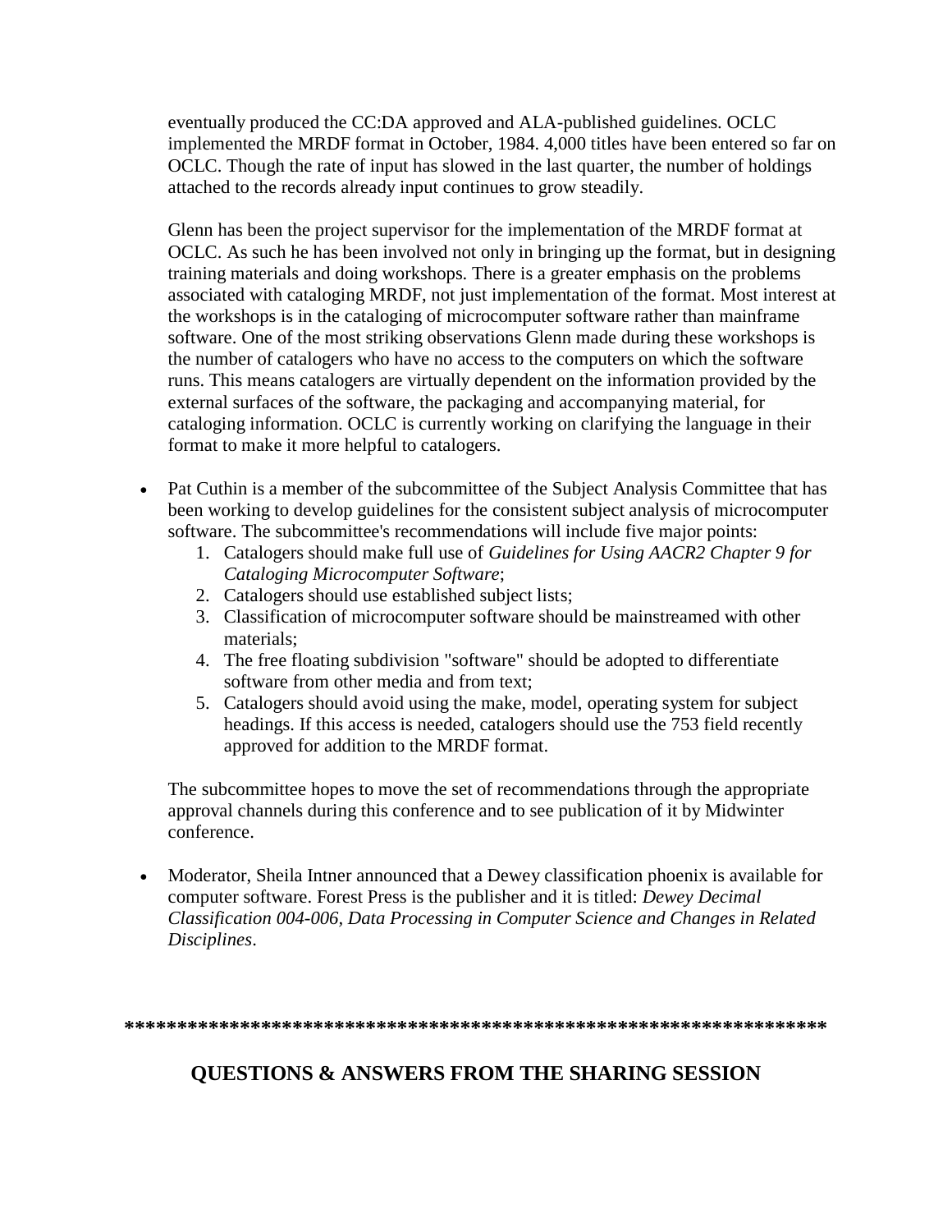eventually produced the CC:DA approved and ALA-published guidelines. OCLC implemented the MRDF format in October, 1984. 4,000 titles have been entered so far on OCLC. Though the rate of input has slowed in the last quarter, the number of holdings attached to the records already input continues to grow steadily.

Glenn has been the project supervisor for the implementation of the MRDF format at OCLC. As such he has been involved not only in bringing up the format, but in designing training materials and doing workshops. There is a greater emphasis on the problems associated with cataloging MRDF, not just implementation of the format. Most interest at the workshops is in the cataloging of microcomputer software rather than mainframe software. One of the most striking observations Glenn made during these workshops is the number of catalogers who have no access to the computers on which the software runs. This means catalogers are virtually dependent on the information provided by the external surfaces of the software, the packaging and accompanying material, for cataloging information. OCLC is currently working on clarifying the language in their format to make it more helpful to catalogers.

- Pat Cuthin is a member of the subcommittee of the Subject Analysis Committee that has been working to develop guidelines for the consistent subject analysis of microcomputer software. The subcommittee's recommendations will include five major points:
    1. Catalogers should make full use of *Guidelines for Using AACR2 Chapter 9 for Cataloging Microcomputer Software*;
    2. Catalogers should use established subject lists;
    3. Classification of microcomputer software should be mainstreamed with other materials;
    4. The free floating subdivision "software" should be adopted to differentiate software from other media and from text;
    5. Catalogers should avoid using the make, model, operating system for subject headings. If this access is needed, catalogers should use the 753 field recently approved for addition to the MRDF format.

  The subcommittee hopes to move the set of recommendations through the appropriate approval channels during this conference and to see publication of it by Midwinter conference.

- Moderator, Sheila Intner announced that a Dewey classification phoenix is available for computer software. Forest Press is the publisher and it is titled: *Dewey Decimal Classification 004-006, Data Processing in Computer Science and Changes in Related Disciplines*.

**********************************************************************

## QUESTIONS & ANSWERS FROM THE SHARING SESSION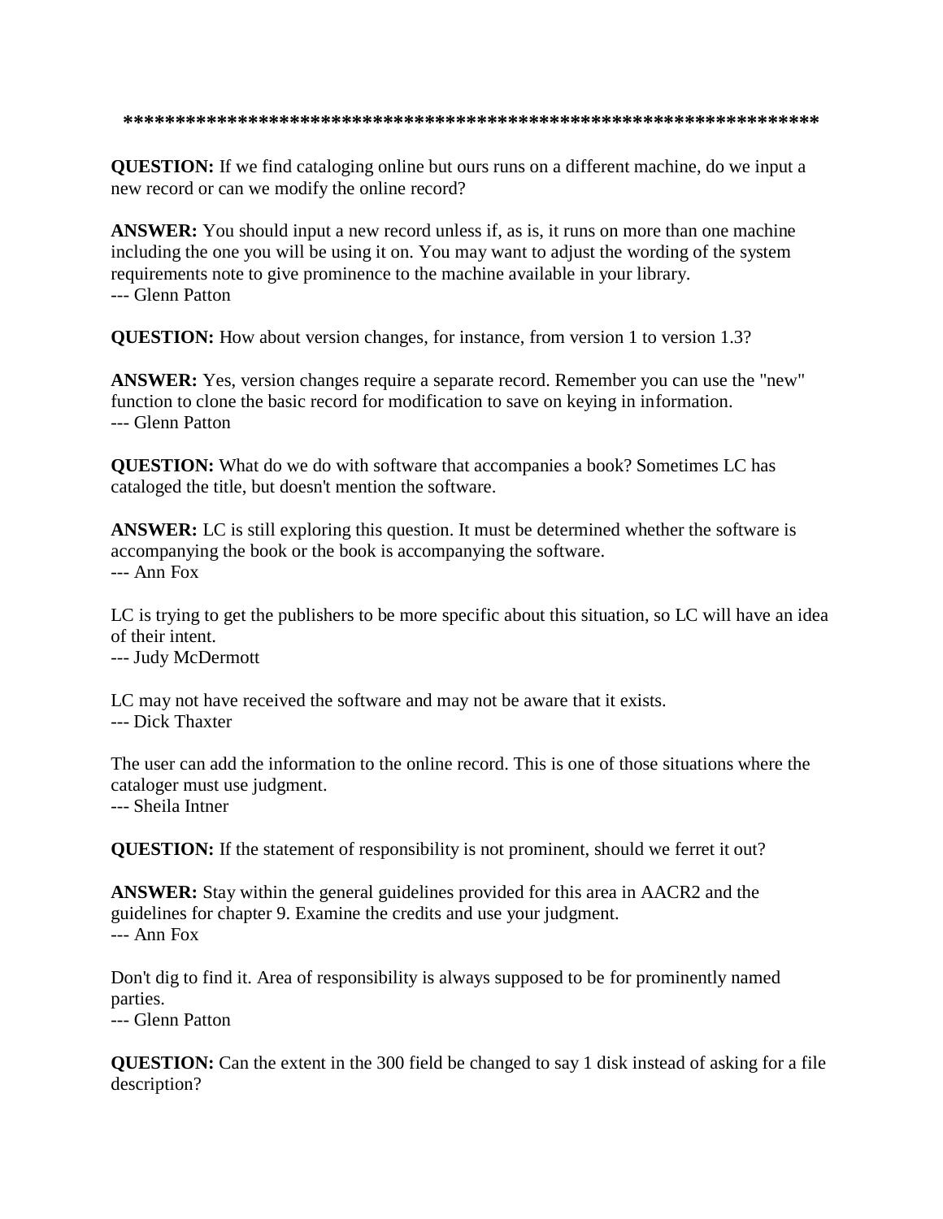**********************************************************************

**QUESTION:** If we find cataloging online but ours runs on a different machine, do we input a new record or can we modify the online record?

**ANSWER:** You should input a new record unless if, as is, it runs on more than one machine including the one you will be using it on. You may want to adjust the wording of the system requirements note to give prominence to the machine available in your library.
--- Glenn Patton

**QUESTION:** How about version changes, for instance, from version 1 to version 1.3?

**ANSWER:** Yes, version changes require a separate record. Remember you can use the "new" function to clone the basic record for modification to save on keying in information.
--- Glenn Patton

**QUESTION:** What do we do with software that accompanies a book? Sometimes LC has cataloged the title, but doesn't mention the software.

**ANSWER:** LC is still exploring this question. It must be determined whether the software is accompanying the book or the book is accompanying the software.
--- Ann Fox

LC is trying to get the publishers to be more specific about this situation, so LC will have an idea of their intent.
--- Judy McDermott

LC may not have received the software and may not be aware that it exists.
--- Dick Thaxter

The user can add the information to the online record. This is one of those situations where the cataloger must use judgment.
--- Sheila Intner

**QUESTION:** If the statement of responsibility is not prominent, should we ferret it out?

**ANSWER:** Stay within the general guidelines provided for this area in AACR2 and the guidelines for chapter 9. Examine the credits and use your judgment.
--- Ann Fox

Don't dig to find it. Area of responsibility is always supposed to be for prominently named parties.
--- Glenn Patton

**QUESTION:** Can the extent in the 300 field be changed to say 1 disk instead of asking for a file description?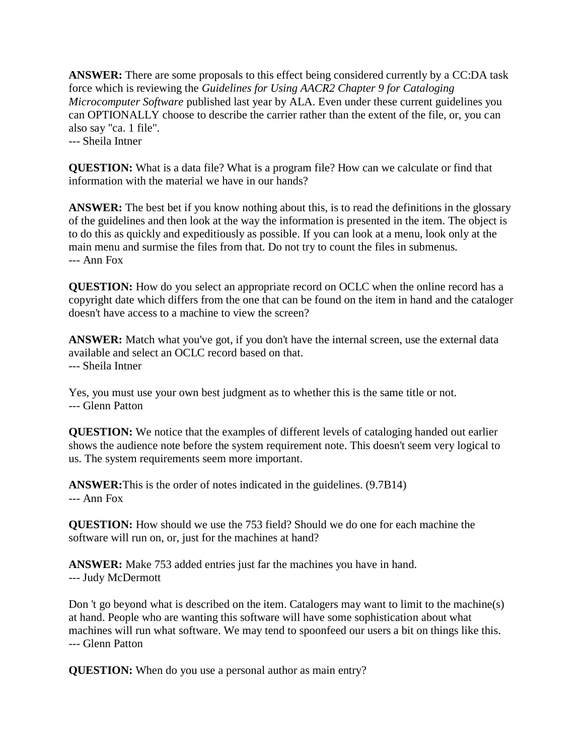**ANSWER:** There are some proposals to this effect being considered currently by a CC:DA task force which is reviewing the *Guidelines for Using AACR2 Chapter 9 for Cataloging Microcomputer Software* published last year by ALA. Even under these current guidelines you can OPTIONALLY choose to describe the carrier rather than the extent of the file, or, you can also say "ca. 1 file".
--- Sheila Intner

**QUESTION:** What is a data file? What is a program file? How can we calculate or find that information with the material we have in our hands?

**ANSWER:** The best bet if you know nothing about this, is to read the definitions in the glossary of the guidelines and then look at the way the information is presented in the item. The object is to do this as quickly and expeditiously as possible. If you can look at a menu, look only at the main menu and surmise the files from that. Do not try to count the files in submenus.
--- Ann Fox

**QUESTION:** How do you select an appropriate record on OCLC when the online record has a copyright date which differs from the one that can be found on the item in hand and the cataloger doesn't have access to a machine to view the screen?

**ANSWER:** Match what you've got, if you don't have the internal screen, use the external data available and select an OCLC record based on that.
--- Sheila Intner

Yes, you must use your own best judgment as to whether this is the same title or not.
--- Glenn Patton

**QUESTION:** We notice that the examples of different levels of cataloging handed out earlier shows the audience note before the system requirement note. This doesn't seem very logical to us. The system requirements seem more important.

**ANSWER:**This is the order of notes indicated in the guidelines. (9.7B14)
--- Ann Fox

**QUESTION:** How should we use the 753 field? Should we do one for each machine the software will run on, or, just for the machines at hand?

**ANSWER:** Make 753 added entries just far the machines you have in hand.
--- Judy McDermott

Don 't go beyond what is described on the item. Catalogers may want to limit to the machine(s) at hand. People who are wanting this software will have some sophistication about what machines will run what software. We may tend to spoonfeed our users a bit on things like this.
--- Glenn Patton

**QUESTION:** When do you use a personal author as main entry?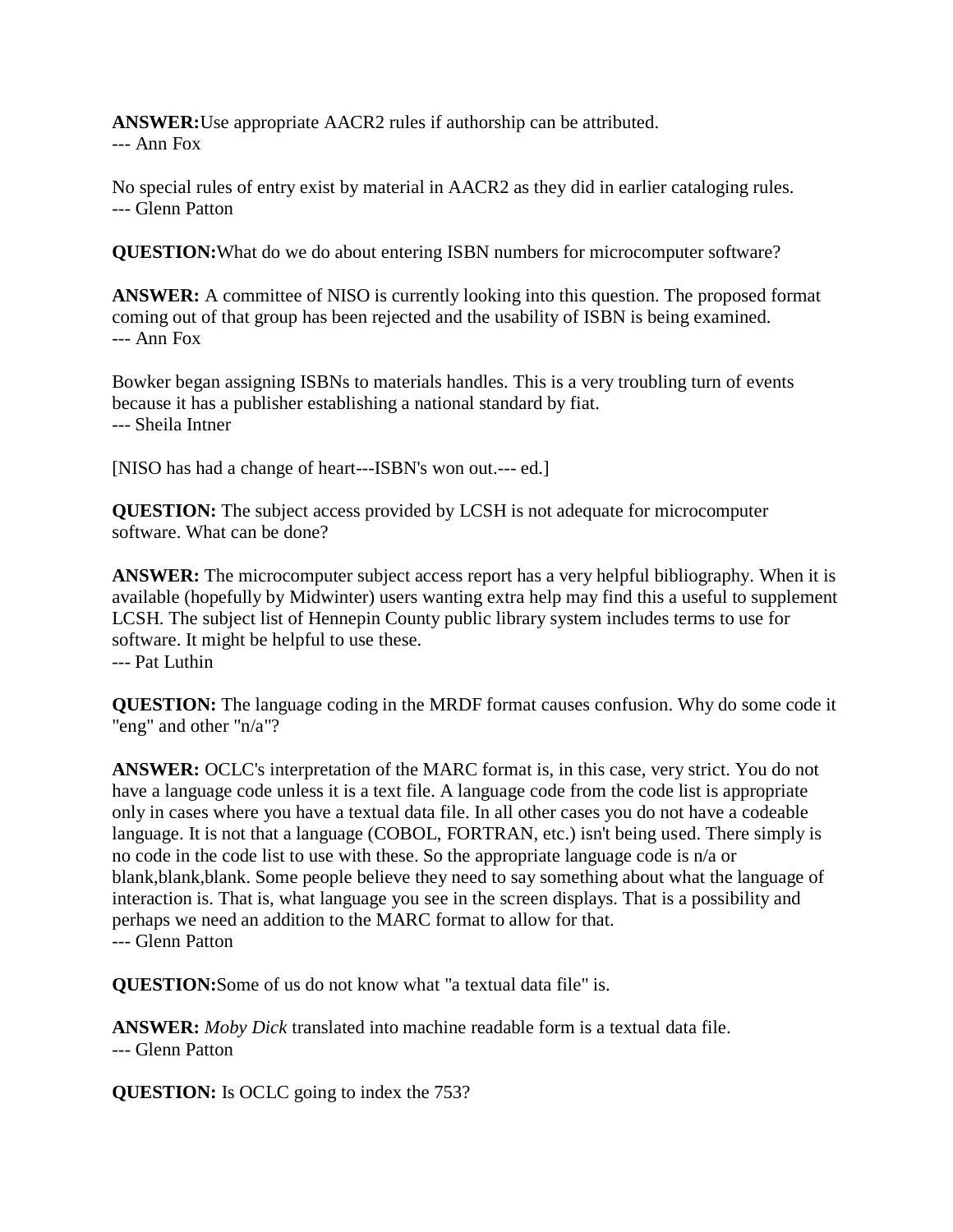**ANSWER:**Use appropriate AACR2 rules if authorship can be attributed.
--- Ann Fox

No special rules of entry exist by material in AACR2 as they did in earlier cataloging rules.
--- Glenn Patton

**QUESTION:**What do we do about entering ISBN numbers for microcomputer software?

**ANSWER:** A committee of NISO is currently looking into this question. The proposed format coming out of that group has been rejected and the usability of ISBN is being examined.
--- Ann Fox

Bowker began assigning ISBNs to materials handles. This is a very troubling turn of events because it has a publisher establishing a national standard by fiat.
--- Sheila Intner

[NISO has had a change of heart---ISBN's won out.--- ed.]

**QUESTION:** The subject access provided by LCSH is not adequate for microcomputer software. What can be done?

**ANSWER:** The microcomputer subject access report has a very helpful bibliography. When it is available (hopefully by Midwinter) users wanting extra help may find this a useful to supplement LCSH. The subject list of Hennepin County public library system includes terms to use for software. It might be helpful to use these.
--- Pat Luthin

**QUESTION:** The language coding in the MRDF format causes confusion. Why do some code it "eng" and other "n/a"?

**ANSWER:** OCLC's interpretation of the MARC format is, in this case, very strict. You do not have a language code unless it is a text file. A language code from the code list is appropriate only in cases where you have a textual data file. In all other cases you do not have a codeable language. It is not that a language (COBOL, FORTRAN, etc.) isn't being used. There simply is no code in the code list to use with these. So the appropriate language code is n/a or blank,blank,blank. Some people believe they need to say something about what the language of interaction is. That is, what language you see in the screen displays. That is a possibility and perhaps we need an addition to the MARC format to allow for that.
--- Glenn Patton

**QUESTION:**Some of us do not know what "a textual data file" is.

**ANSWER:** *Moby Dick* translated into machine readable form is a textual data file.
--- Glenn Patton

**QUESTION:** Is OCLC going to index the 753?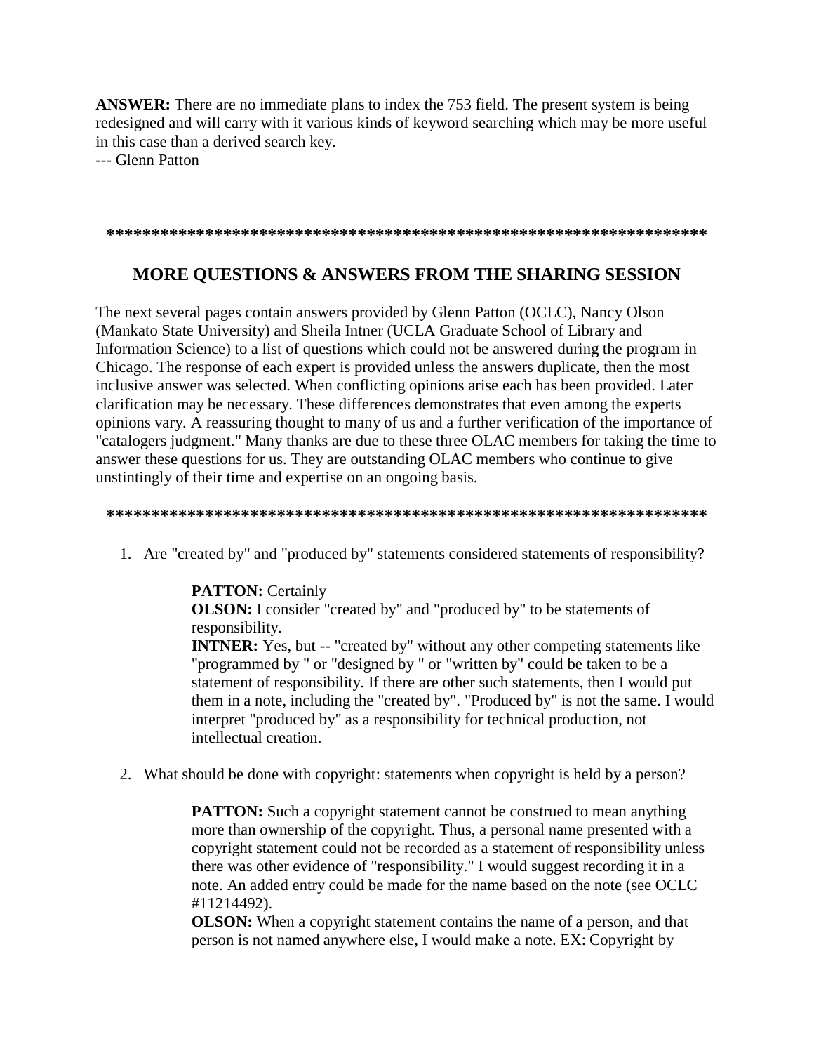**ANSWER:** There are no immediate plans to index the 753 field. The present system is being redesigned and will carry with it various kinds of keyword searching which may be more useful in this case than a derived search key.
--- Glenn Patton

**********************************************************************

## MORE QUESTIONS & ANSWERS FROM THE SHARING SESSION

The next several pages contain answers provided by Glenn Patton (OCLC), Nancy Olson (Mankato State University) and Sheila Intner (UCLA Graduate School of Library and Information Science) to a list of questions which could not be answered during the program in Chicago. The response of each expert is provided unless the answers duplicate, then the most inclusive answer was selected. When conflicting opinions arise each has been provided. Later clarification may be necessary. These differences demonstrates that even among the experts opinions vary. A reassuring thought to many of us and a further verification of the importance of "catalogers judgment." Many thanks are due to these three OLAC members for taking the time to answer these questions for us. They are outstanding OLAC members who continue to give unstintingly of their time and expertise on an ongoing basis.

**********************************************************************

1. Are "created by" and "produced by" statements considered statements of responsibility?

   **PATTON:** Certainly
   **OLSON:** I consider "created by" and "produced by" to be statements of responsibility.
   **INTNER:** Yes, but -- "created by" without any other competing statements like "programmed by " or "designed by " or "written by" could be taken to be a statement of responsibility. If there are other such statements, then I would put them in a note, including the "created by". "Produced by" is not the same. I would interpret "produced by" as a responsibility for technical production, not intellectual creation.

2. What should be done with copyright: statements when copyright is held by a person?

   **PATTON:** Such a copyright statement cannot be construed to mean anything more than ownership of the copyright. Thus, a personal name presented with a copyright statement could not be recorded as a statement of responsibility unless there was other evidence of "responsibility." I would suggest recording it in a note. An added entry could be made for the name based on the note (see OCLC #11214492).
   **OLSON:** When a copyright statement contains the name of a person, and that person is not named anywhere else, I would make a note. EX: Copyright by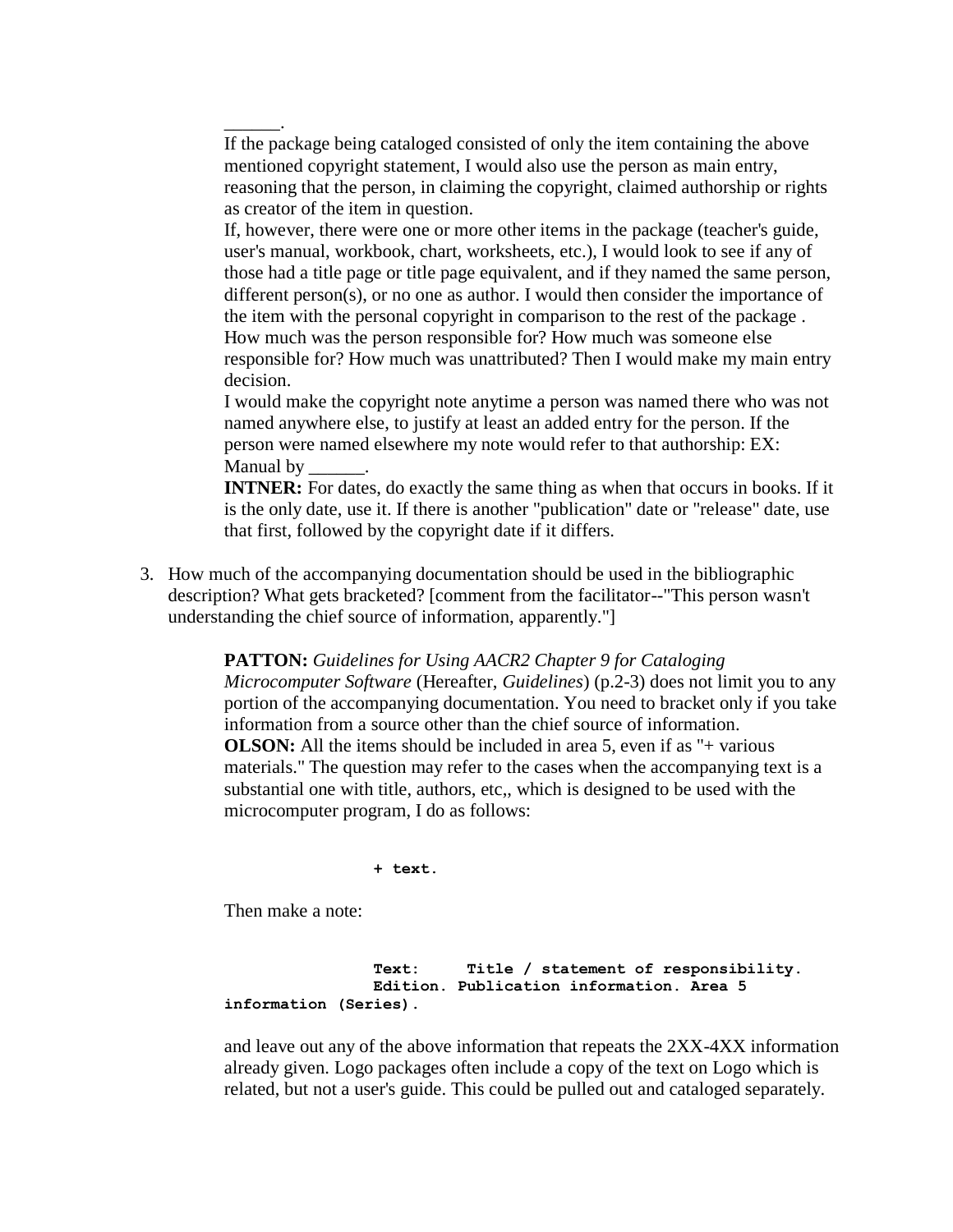______.

If the package being cataloged consisted of only the item containing the above mentioned copyright statement, I would also use the person as main entry, reasoning that the person, in claiming the copyright, claimed authorship or rights as creator of the item in question.

If, however, there were one or more other items in the package (teacher's guide, user's manual, workbook, chart, worksheets, etc.), I would look to see if any of those had a title page or title page equivalent, and if they named the same person, different person(s), or no one as author. I would then consider the importance of the item with the personal copyright in comparison to the rest of the package . How much was the person responsible for? How much was someone else responsible for? How much was unattributed? Then I would make my main entry decision.

I would make the copyright note anytime a person was named there who was not named anywhere else, to justify at least an added entry for the person. If the person were named elsewhere my note would refer to that authorship: EX: Manual by ______.

**INTNER:** For dates, do exactly the same thing as when that occurs in books. If it is the only date, use it. If there is another "publication" date or "release" date, use that first, followed by the copyright date if it differs.

3. How much of the accompanying documentation should be used in the bibliographic description? What gets bracketed? [comment from the facilitator--"This person wasn't understanding the chief source of information, apparently."]

**PATTON:** *Guidelines for Using AACR2 Chapter 9 for Cataloging Microcomputer Software* (Hereafter, *Guidelines*) (p.2-3) does not limit you to any portion of the accompanying documentation. You need to bracket only if you take information from a source other than the chief source of information.

**OLSON:** All the items should be included in area 5, even if as "+ various materials." The question may refer to the cases when the accompanying text is a substantial one with title, authors, etc,, which is designed to be used with the microcomputer program, I do as follows:

```
+ text.
```

Then make a note:

```
Text:     Title / statement of responsibility.
Edition. Publication information. Area 5
information (Series).
```

and leave out any of the above information that repeats the 2XX-4XX information already given. Logo packages often include a copy of the text on Logo which is related, but not a user's guide. This could be pulled out and cataloged separately.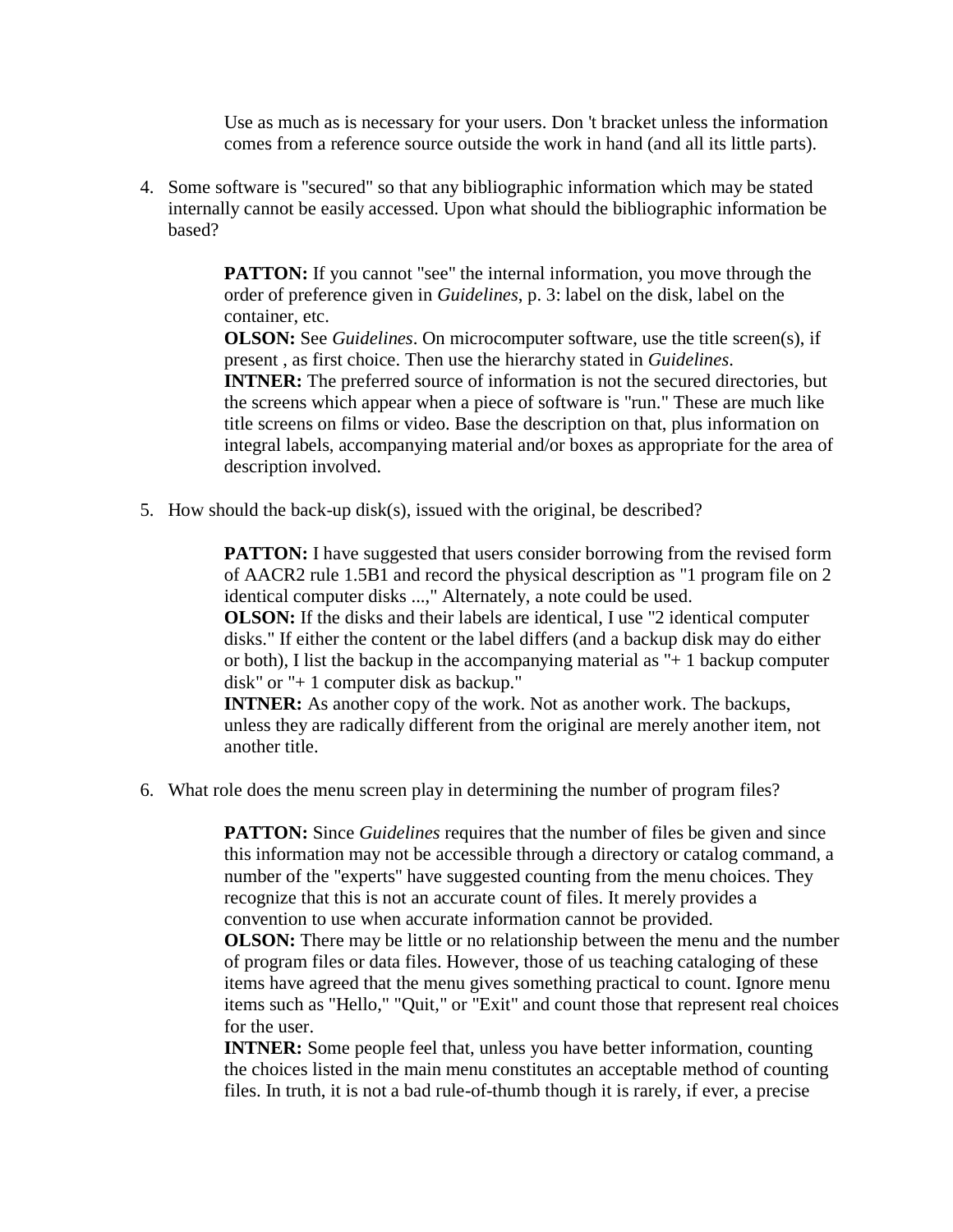Use as much as is necessary for your users. Don 't bracket unless the information comes from a reference source outside the work in hand (and all its little parts).

4. Some software is "secured" so that any bibliographic information which may be stated internally cannot be easily accessed. Upon what should the bibliographic information be based?

   **PATTON:** If you cannot "see" the internal information, you move through the order of preference given in *Guidelines*, p. 3: label on the disk, label on the container, etc.
   **OLSON:** See *Guidelines*. On microcomputer software, use the title screen(s), if present , as first choice. Then use the hierarchy stated in *Guidelines*.
   **INTNER:** The preferred source of information is not the secured directories, but the screens which appear when a piece of software is "run." These are much like title screens on films or video. Base the description on that, plus information on integral labels, accompanying material and/or boxes as appropriate for the area of description involved.

5. How should the back-up disk(s), issued with the original, be described?

   **PATTON:** I have suggested that users consider borrowing from the revised form of AACR2 rule 1.5B1 and record the physical description as "1 program file on 2 identical computer disks ...," Alternately, a note could be used.
   **OLSON:** If the disks and their labels are identical, I use "2 identical computer disks." If either the content or the label differs (and a backup disk may do either or both), I list the backup in the accompanying material as "+ 1 backup computer disk" or "+ 1 computer disk as backup."
   **INTNER:** As another copy of the work. Not as another work. The backups, unless they are radically different from the original are merely another item, not another title.

6. What role does the menu screen play in determining the number of program files?

   **PATTON:** Since *Guidelines* requires that the number of files be given and since this information may not be accessible through a directory or catalog command, a number of the "experts" have suggested counting from the menu choices. They recognize that this is not an accurate count of files. It merely provides a convention to use when accurate information cannot be provided.
   **OLSON:** There may be little or no relationship between the menu and the number of program files or data files. However, those of us teaching cataloging of these items have agreed that the menu gives something practical to count. Ignore menu items such as "Hello," "Quit," or "Exit" and count those that represent real choices for the user.
   **INTNER:** Some people feel that, unless you have better information, counting the choices listed in the main menu constitutes an acceptable method of counting files. In truth, it is not a bad rule-of-thumb though it is rarely, if ever, a precise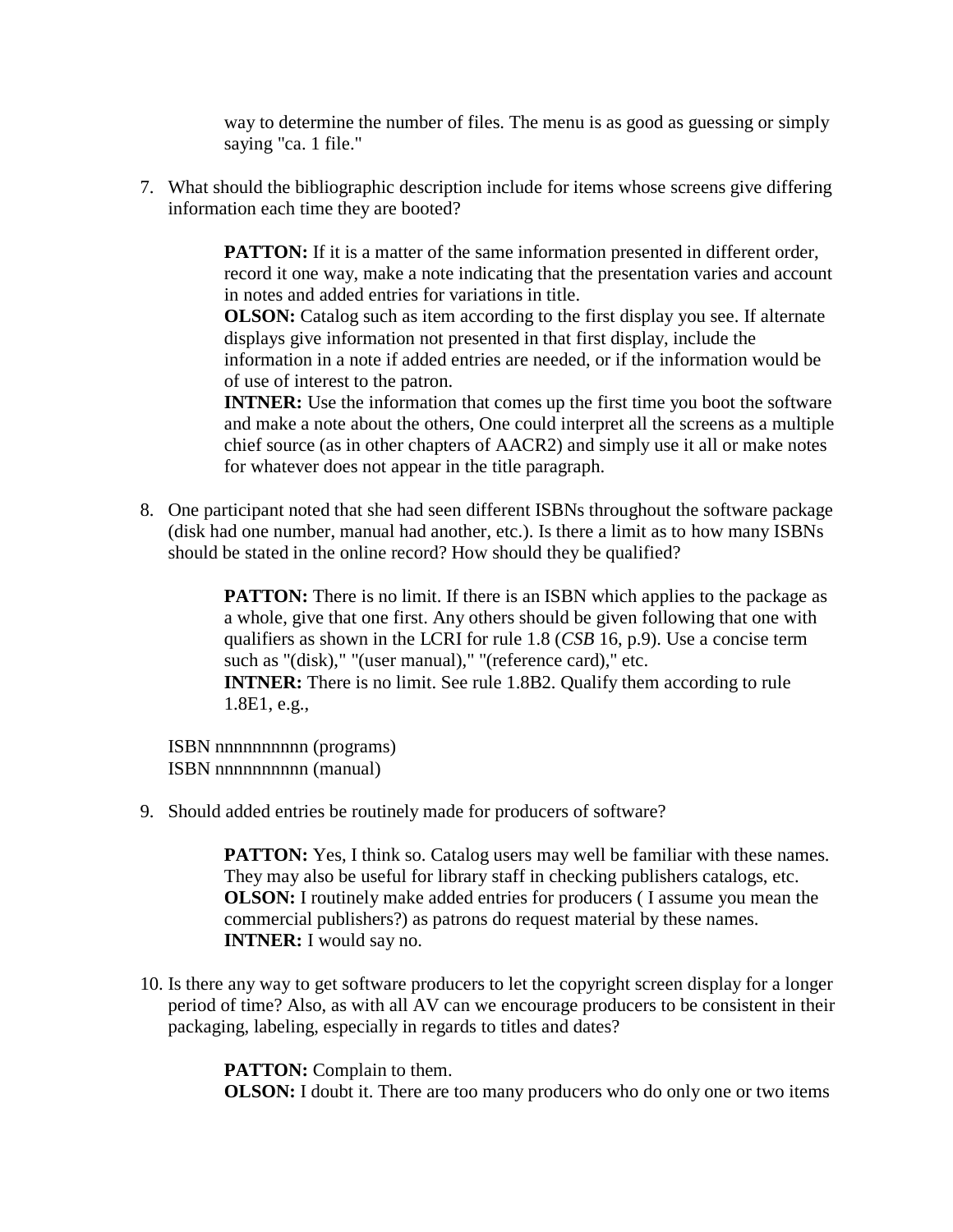way to determine the number of files. The menu is as good as guessing or simply saying "ca. 1 file."

7. What should the bibliographic description include for items whose screens give differing information each time they are booted?

   **PATTON:** If it is a matter of the same information presented in different order, record it one way, make a note indicating that the presentation varies and account in notes and added entries for variations in title.
   **OLSON:** Catalog such as item according to the first display you see. If alternate displays give information not presented in that first display, include the information in a note if added entries are needed, or if the information would be of use of interest to the patron.
   **INTNER:** Use the information that comes up the first time you boot the software and make a note about the others, One could interpret all the screens as a multiple chief source (as in other chapters of AACR2) and simply use it all or make notes for whatever does not appear in the title paragraph.

8. One participant noted that she had seen different ISBNs throughout the software package (disk had one number, manual had another, etc.). Is there a limit as to how many ISBNs should be stated in the online record? How should they be qualified?

   **PATTON:** There is no limit. If there is an ISBN which applies to the package as a whole, give that one first. Any others should be given following that one with qualifiers as shown in the LCRI for rule 1.8 (*CSB* 16, p.9). Use a concise term such as "(disk)," "(user manual)," "(reference card)," etc.
   **INTNER:** There is no limit. See rule 1.8B2. Qualify them according to rule 1.8E1, e.g.,

   ISBN nnnnnnnnnn (programs)
   ISBN nnnnnnnnnn (manual)

9. Should added entries be routinely made for producers of software?

   **PATTON:** Yes, I think so. Catalog users may well be familiar with these names. They may also be useful for library staff in checking publishers catalogs, etc.
   **OLSON:** I routinely make added entries for producers ( I assume you mean the commercial publishers?) as patrons do request material by these names.
   **INTNER:** I would say no.

10. Is there any way to get software producers to let the copyright screen display for a longer period of time? Also, as with all AV can we encourage producers to be consistent in their packaging, labeling, especially in regards to titles and dates?

    **PATTON:** Complain to them.
    **OLSON:** I doubt it. There are too many producers who do only one or two items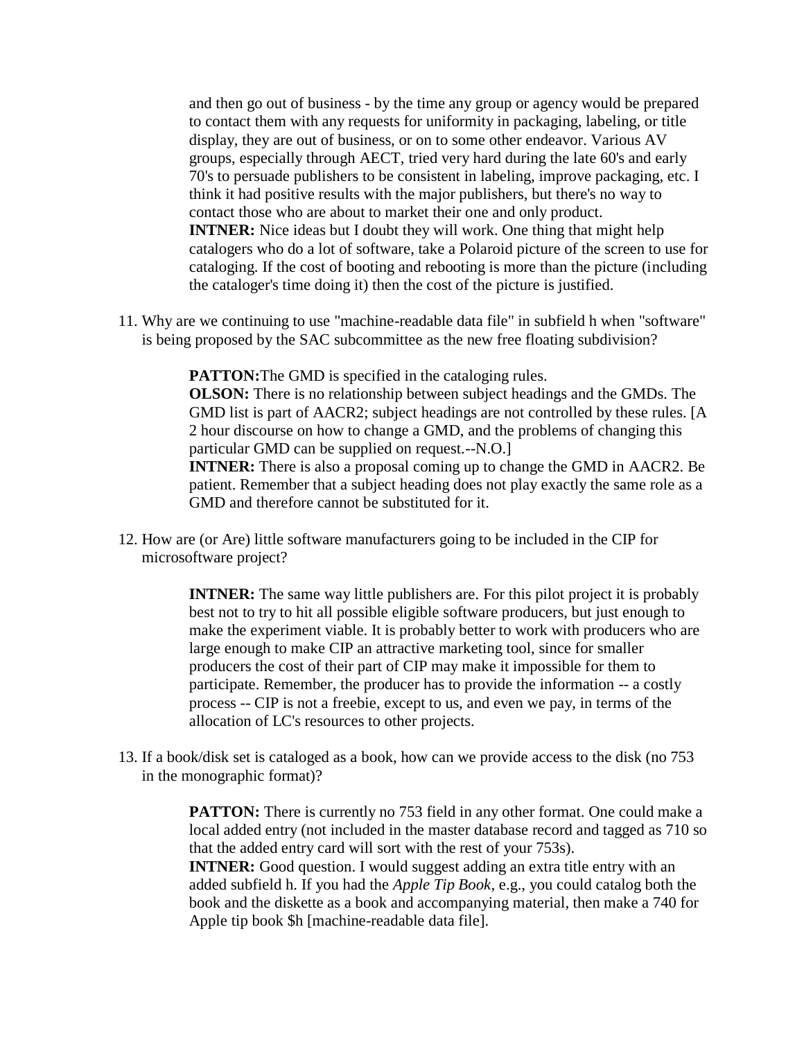and then go out of business - by the time any group or agency would be prepared to contact them with any requests for uniformity in packaging, labeling, or title display, they are out of business, or on to some other endeavor. Various AV groups, especially through AECT, tried very hard during the late 60's and early 70's to persuade publishers to be consistent in labeling, improve packaging, etc. I think it had positive results with the major publishers, but there's no way to contact those who are about to market their one and only product.
**INTNER:** Nice ideas but I doubt they will work. One thing that might help catalogers who do a lot of software, take a Polaroid picture of the screen to use for cataloging. If the cost of booting and rebooting is more than the picture (including the cataloger's time doing it) then the cost of the picture is justified.

11. Why are we continuing to use "machine-readable data file" in subfield h when "software" is being proposed by the SAC subcommittee as the new free floating subdivision?

    **PATTON:** The GMD is specified in the cataloging rules.
    **OLSON:** There is no relationship between subject headings and the GMDs. The GMD list is part of AACR2; subject headings are not controlled by these rules. [A 2 hour discourse on how to change a GMD, and the problems of changing this particular GMD can be supplied on request.--N.O.]
    **INTNER:** There is also a proposal coming up to change the GMD in AACR2. Be patient. Remember that a subject heading does not play exactly the same role as a GMD and therefore cannot be substituted for it.

12. How are (or Are) little software manufacturers going to be included in the CIP for microsoftware project?

    **INTNER:** The same way little publishers are. For this pilot project it is probably best not to try to hit all possible eligible software producers, but just enough to make the experiment viable. It is probably better to work with producers who are large enough to make CIP an attractive marketing tool, since for smaller producers the cost of their part of CIP may make it impossible for them to participate. Remember, the producer has to provide the information -- a costly process -- CIP is not a freebie, except to us, and even we pay, in terms of the allocation of LC's resources to other projects.

13. If a book/disk set is cataloged as a book, how can we provide access to the disk (no 753 in the monographic format)?

    **PATTON:** There is currently no 753 field in any other format. One could make a local added entry (not included in the master database record and tagged as 710 so that the added entry card will sort with the rest of your 753s).
    **INTNER:** Good question. I would suggest adding an extra title entry with an added subfield h. If you had the *Apple Tip Book*, e.g., you could catalog both the book and the diskette as a book and accompanying material, then make a 740 for Apple tip book $h [machine-readable data file].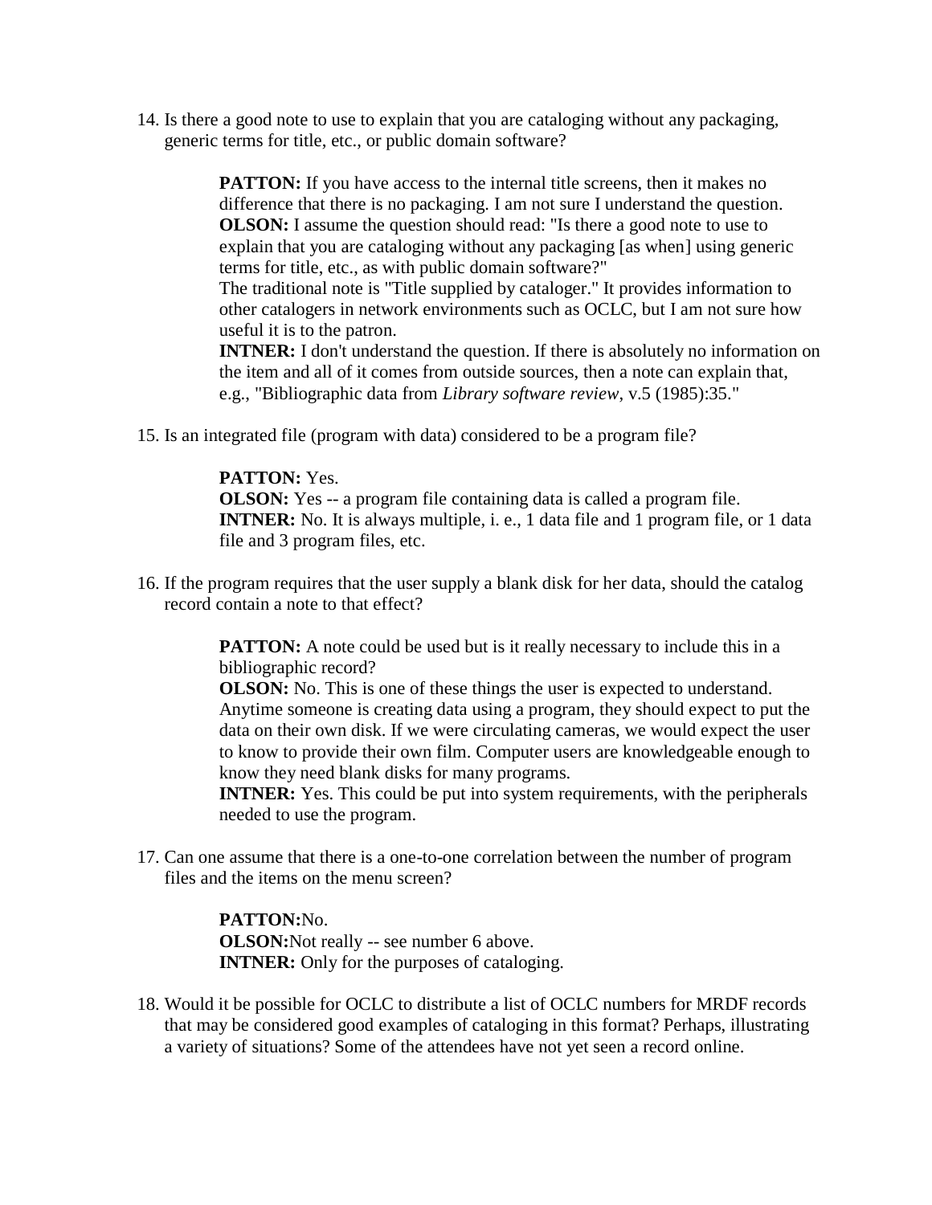14. Is there a good note to use to explain that you are cataloging without any packaging, generic terms for title, etc., or public domain software?

    **PATTON:** If you have access to the internal title screens, then it makes no difference that there is no packaging. I am not sure I understand the question.
    **OLSON:** I assume the question should read: "Is there a good note to use to explain that you are cataloging without any packaging [as when] using generic terms for title, etc., as with public domain software?"
    The traditional note is "Title supplied by cataloger." It provides information to other catalogers in network environments such as OCLC, but I am not sure how useful it is to the patron.
    **INTNER:** I don't understand the question. If there is absolutely no information on the item and all of it comes from outside sources, then a note can explain that, e.g., "Bibliographic data from *Library software review*, v.5 (1985):35."

15. Is an integrated file (program with data) considered to be a program file?

    **PATTON:** Yes.
    **OLSON:** Yes -- a program file containing data is called a program file.
    **INTNER:** No. It is always multiple, i. e., 1 data file and 1 program file, or 1 data file and 3 program files, etc.

16. If the program requires that the user supply a blank disk for her data, should the catalog record contain a note to that effect?

    **PATTON:** A note could be used but is it really necessary to include this in a bibliographic record?
    **OLSON:** No. This is one of these things the user is expected to understand. Anytime someone is creating data using a program, they should expect to put the data on their own disk. If we were circulating cameras, we would expect the user to know to provide their own film. Computer users are knowledgeable enough to know they need blank disks for many programs.
    **INTNER:** Yes. This could be put into system requirements, with the peripherals needed to use the program.

17. Can one assume that there is a one-to-one correlation between the number of program files and the items on the menu screen?

    **PATTON:** No.
    **OLSON:** Not really -- see number 6 above.
    **INTNER:** Only for the purposes of cataloging.

18. Would it be possible for OCLC to distribute a list of OCLC numbers for MRDF records that may be considered good examples of cataloging in this format? Perhaps, illustrating a variety of situations? Some of the attendees have not yet seen a record online.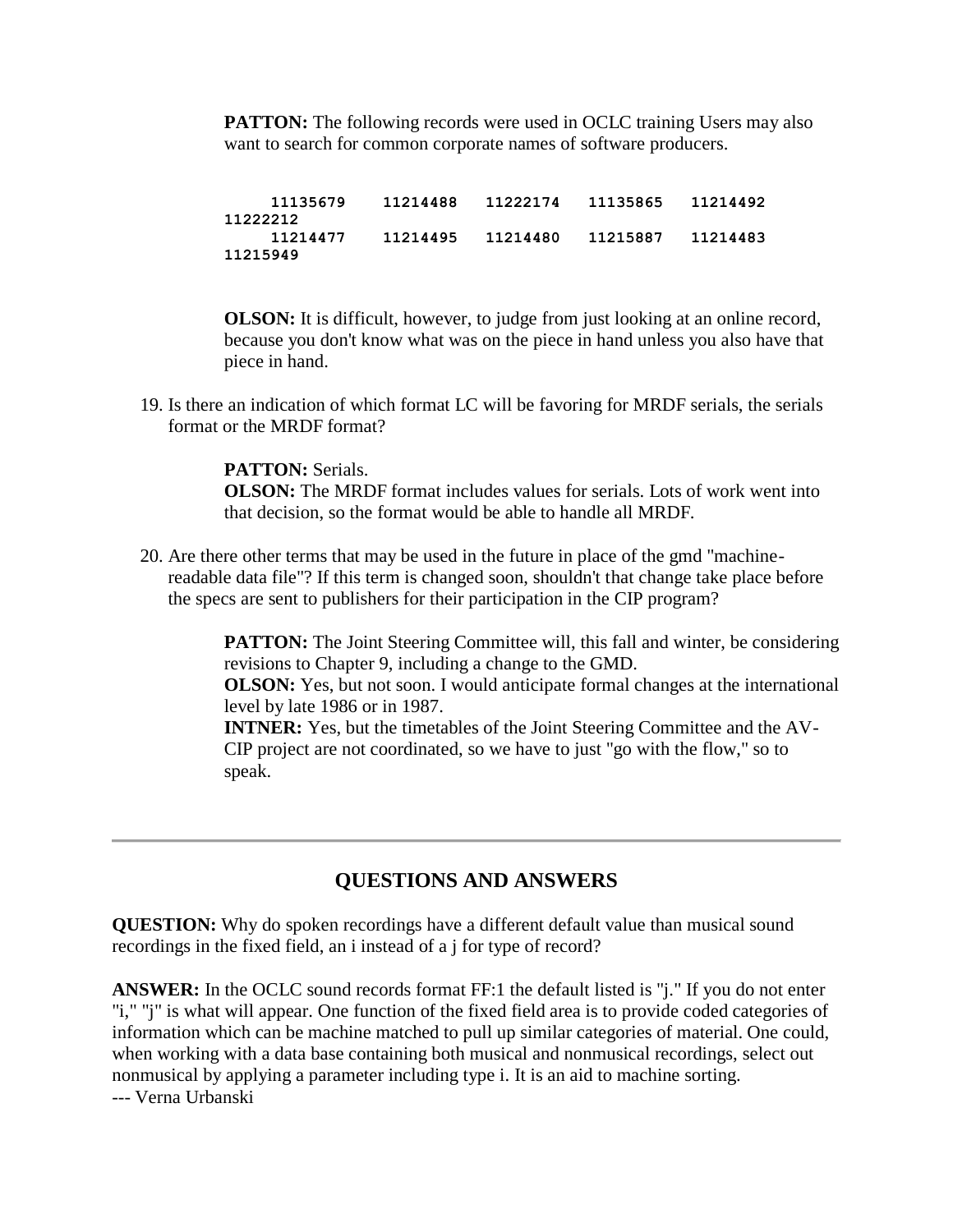**PATTON:** The following records were used in OCLC training Users may also want to search for common corporate names of software producers.

```
     11135679    11214488   11222174   11135865   11214492
11222212
     11214477    11214495   11214480   11215887   11214483
11215949
```

**OLSON:** It is difficult, however, to judge from just looking at an online record, because you don't know what was on the piece in hand unless you also have that piece in hand.

19. Is there an indication of which format LC will be favoring for MRDF serials, the serials format or the MRDF format?

    **PATTON:** Serials.
    **OLSON:** The MRDF format includes values for serials. Lots of work went into that decision, so the format would be able to handle all MRDF.

20. Are there other terms that may be used in the future in place of the gmd "machine-readable data file"? If this term is changed soon, shouldn't that change take place before the specs are sent to publishers for their participation in the CIP program?

    **PATTON:** The Joint Steering Committee will, this fall and winter, be considering revisions to Chapter 9, including a change to the GMD.
    **OLSON:** Yes, but not soon. I would anticipate formal changes at the international level by late 1986 or in 1987.
    **INTNER:** Yes, but the timetables of the Joint Steering Committee and the AV-CIP project are not coordinated, so we have to just "go with the flow," so to speak.

---

## QUESTIONS AND ANSWERS

**QUESTION:** Why do spoken recordings have a different default value than musical sound recordings in the fixed field, an i instead of a j for type of record?

**ANSWER:** In the OCLC sound records format FF:1 the default listed is "j." If you do not enter "i," "j" is what will appear. One function of the fixed field area is to provide coded categories of information which can be machine matched to pull up similar categories of material. One could, when working with a data base containing both musical and nonmusical recordings, select out nonmusical by applying a parameter including type i. It is an aid to machine sorting.
--- Verna Urbanski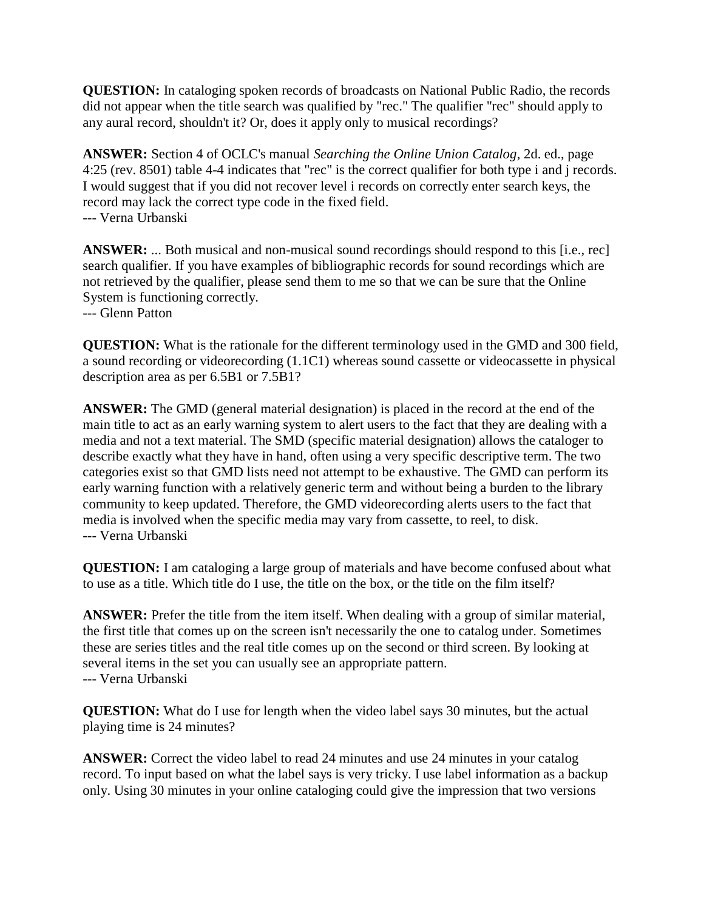**QUESTION:** In cataloging spoken records of broadcasts on National Public Radio, the records did not appear when the title search was qualified by "rec." The qualifier "rec" should apply to any aural record, shouldn't it? Or, does it apply only to musical recordings?

**ANSWER:** Section 4 of OCLC's manual *Searching the Online Union Catalog*, 2d. ed., page 4:25 (rev. 8501) table 4-4 indicates that "rec" is the correct qualifier for both type i and j records. I would suggest that if you did not recover level i records on correctly enter search keys, the record may lack the correct type code in the fixed field.
--- Verna Urbanski

**ANSWER:** ... Both musical and non-musical sound recordings should respond to this [i.e., rec] search qualifier. If you have examples of bibliographic records for sound recordings which are not retrieved by the qualifier, please send them to me so that we can be sure that the Online System is functioning correctly.
--- Glenn Patton

**QUESTION:** What is the rationale for the different terminology used in the GMD and 300 field, a sound recording or videorecording (1.1C1) whereas sound cassette or videocassette in physical description area as per 6.5B1 or 7.5B1?

**ANSWER:** The GMD (general material designation) is placed in the record at the end of the main title to act as an early warning system to alert users to the fact that they are dealing with a media and not a text material. The SMD (specific material designation) allows the cataloger to describe exactly what they have in hand, often using a very specific descriptive term. The two categories exist so that GMD lists need not attempt to be exhaustive. The GMD can perform its early warning function with a relatively generic term and without being a burden to the library community to keep updated. Therefore, the GMD videorecording alerts users to the fact that media is involved when the specific media may vary from cassette, to reel, to disk.
--- Verna Urbanski

**QUESTION:** I am cataloging a large group of materials and have become confused about what to use as a title. Which title do I use, the title on the box, or the title on the film itself?

**ANSWER:** Prefer the title from the item itself. When dealing with a group of similar material, the first title that comes up on the screen isn't necessarily the one to catalog under. Sometimes these are series titles and the real title comes up on the second or third screen. By looking at several items in the set you can usually see an appropriate pattern.
--- Verna Urbanski

**QUESTION:** What do I use for length when the video label says 30 minutes, but the actual playing time is 24 minutes?

**ANSWER:** Correct the video label to read 24 minutes and use 24 minutes in your catalog record. To input based on what the label says is very tricky. I use label information as a backup only. Using 30 minutes in your online cataloging could give the impression that two versions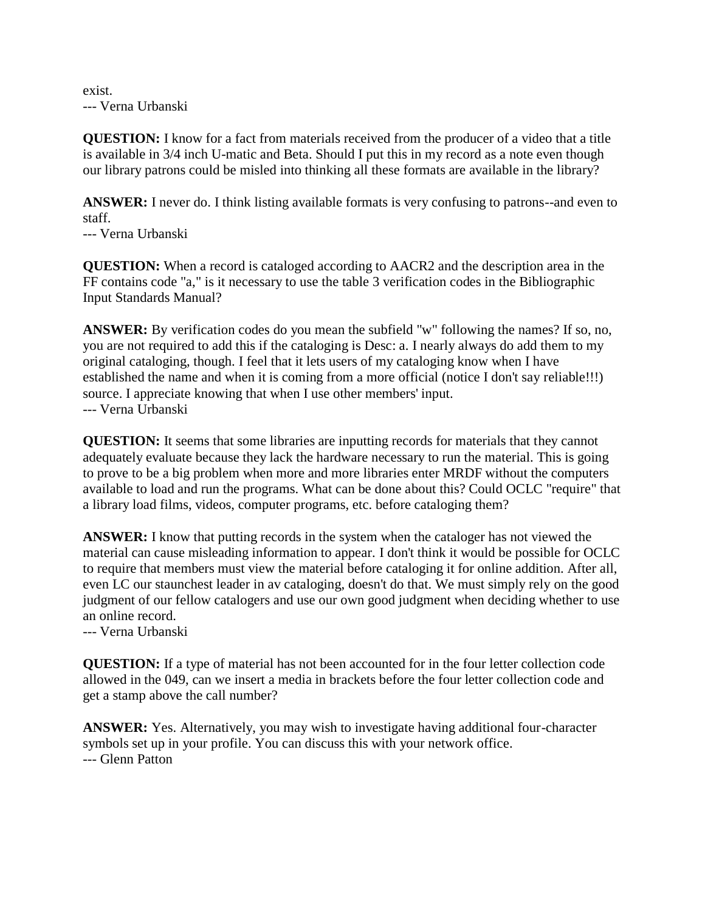exist.
--- Verna Urbanski

**QUESTION:** I know for a fact from materials received from the producer of a video that a title is available in 3/4 inch U-matic and Beta. Should I put this in my record as a note even though our library patrons could be misled into thinking all these formats are available in the library?

**ANSWER:** I never do. I think listing available formats is very confusing to patrons--and even to staff.
--- Verna Urbanski

**QUESTION:** When a record is cataloged according to AACR2 and the description area in the FF contains code "a," is it necessary to use the table 3 verification codes in the Bibliographic Input Standards Manual?

**ANSWER:** By verification codes do you mean the subfield "w" following the names? If so, no, you are not required to add this if the cataloging is Desc: a. I nearly always do add them to my original cataloging, though. I feel that it lets users of my cataloging know when I have established the name and when it is coming from a more official (notice I don't say reliable!!!) source. I appreciate knowing that when I use other members' input.
--- Verna Urbanski

**QUESTION:** It seems that some libraries are inputting records for materials that they cannot adequately evaluate because they lack the hardware necessary to run the material. This is going to prove to be a big problem when more and more libraries enter MRDF without the computers available to load and run the programs. What can be done about this? Could OCLC "require" that a library load films, videos, computer programs, etc. before cataloging them?

**ANSWER:** I know that putting records in the system when the cataloger has not viewed the material can cause misleading information to appear. I don't think it would be possible for OCLC to require that members must view the material before cataloging it for online addition. After all, even LC our staunchest leader in av cataloging, doesn't do that. We must simply rely on the good judgment of our fellow catalogers and use our own good judgment when deciding whether to use an online record.
--- Verna Urbanski

**QUESTION:** If a type of material has not been accounted for in the four letter collection code allowed in the 049, can we insert a media in brackets before the four letter collection code and get a stamp above the call number?

**ANSWER:** Yes. Alternatively, you may wish to investigate having additional four-character symbols set up in your profile. You can discuss this with your network office.
--- Glenn Patton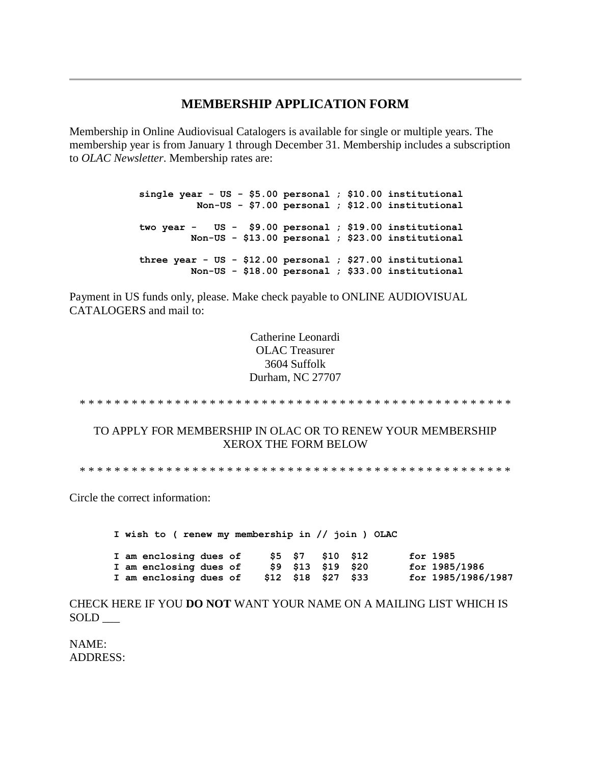---

## MEMBERSHIP APPLICATION FORM

Membership in Online Audiovisual Catalogers is available for single or multiple years. The membership year is from January 1 through December 31. Membership includes a subscription to *OLAC Newsletter*. Membership rates are:

```
single year - US - $5.00 personal ; $10.00 institutional
          Non-US - $7.00 personal ; $12.00 institutional

two year -   US -  $9.00 personal ; $19.00 institutional
         Non-US - $13.00 personal ; $23.00 institutional

three year - US - $12.00 personal ; $27.00 institutional
         Non-US - $18.00 personal ; $33.00 institutional
```

Payment in US funds only, please. Make check payable to ONLINE AUDIOVISUAL CATALOGERS and mail to:

Catherine Leonardi
OLAC Treasurer
3604 Suffolk
Durham, NC 27707

* * * * * * * * * * * * * * * * * * * * * * * * * * * * * * * * * * * * * * * * * * * * * * * * *

TO APPLY FOR MEMBERSHIP IN OLAC OR TO RENEW YOUR MEMBERSHIP XEROX THE FORM BELOW

* * * * * * * * * * * * * * * * * * * * * * * * * * * * * * * * * * * * * * * * * * * * * * * * *

Circle the correct information:

```
I wish to ( renew my membership in // join ) OLAC

I am enclosing dues of     $5  $7   $10  $12       for 1985
I am enclosing dues of     $9  $13  $19  $20       for 1985/1986
I am enclosing dues of    $12  $18  $27  $33       for 1985/1986/1987
```

CHECK HERE IF YOU **DO NOT** WANT YOUR NAME ON A MAILING LIST WHICH IS SOLD ___

NAME:
ADDRESS: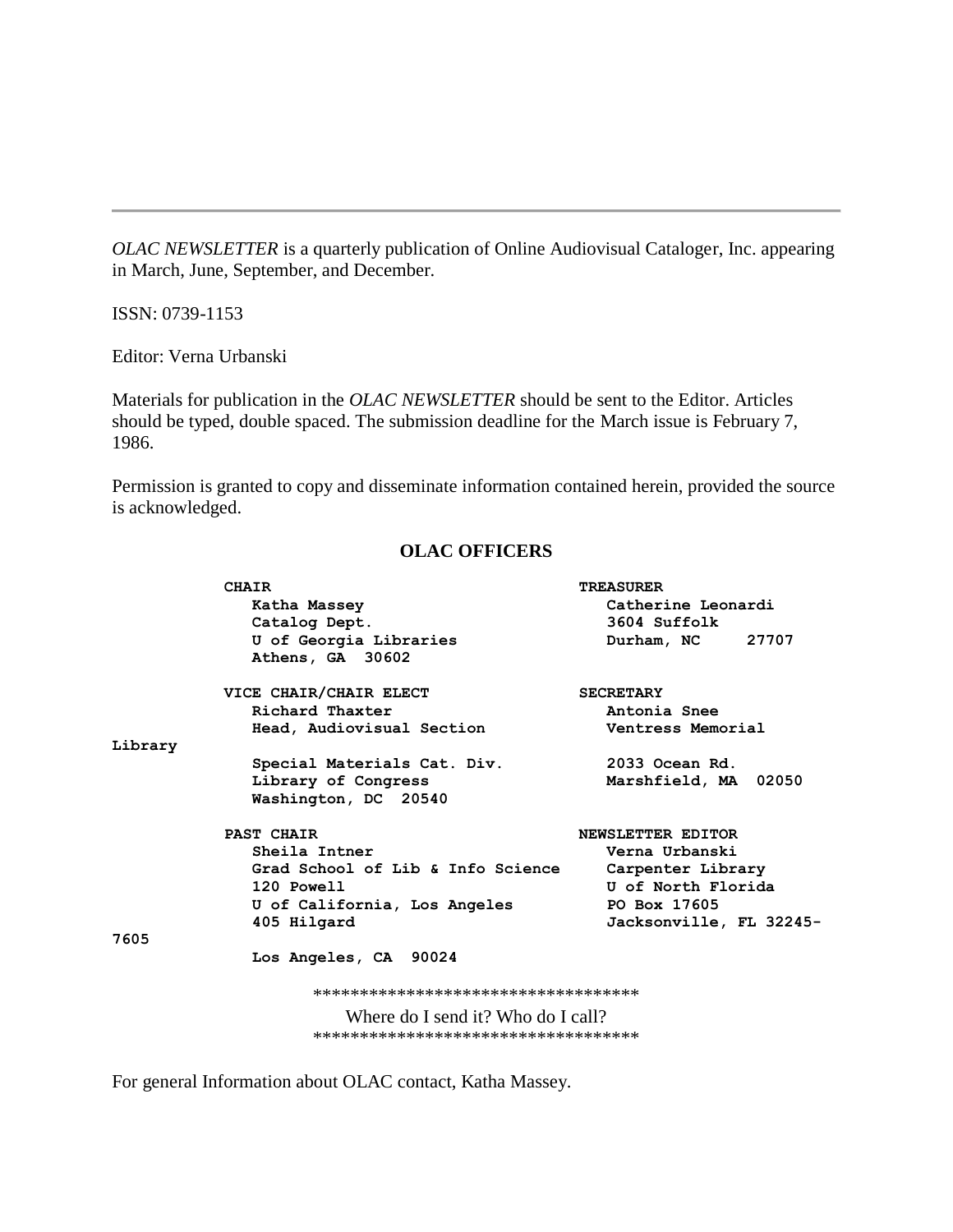---

*OLAC NEWSLETTER* is a quarterly publication of Online Audiovisual Cataloger, Inc. appearing in March, June, September, and December.

ISSN: 0739-1153

Editor: Verna Urbanski

Materials for publication in the *OLAC NEWSLETTER* should be sent to the Editor. Articles should be typed, double spaced. The submission deadline for the March issue is February 7, 1986.

Permission is granted to copy and disseminate information contained herein, provided the source is acknowledged.

## OLAC OFFICERS

**CHAIR**
**Katha Massey**
**Catalog Dept.**
**U of Georgia Libraries**
**Athens, GA 30602**

**VICE CHAIR/CHAIR ELECT**
**Richard Thaxter**
**Head, Audiovisual Section**
**Special Materials Cat. Div.**
**Library of Congress**
**Washington, DC 20540**

**PAST CHAIR**
**Sheila Intner**
**Grad School of Lib & Info Science**
**120 Powell**
**U of California, Los Angeles**
**405 Hilgard**
**Los Angeles, CA 90024**

**TREASURER**
**Catherine Leonardi**
**3604 Suffolk**
**Durham, NC 27707**

**SECRETARY**
**Antonia Snee**
**Ventress Memorial Library**
**2033 Ocean Rd.**
**Marshfield, MA 02050**

**NEWSLETTER EDITOR**
**Verna Urbanski**
**Carpenter Library**
**U of North Florida**
**PO Box 17605**
**Jacksonville, FL 32245-7605**

***********************************
Where do I send it? Who do I call?
***********************************

For general Information about OLAC contact, Katha Massey.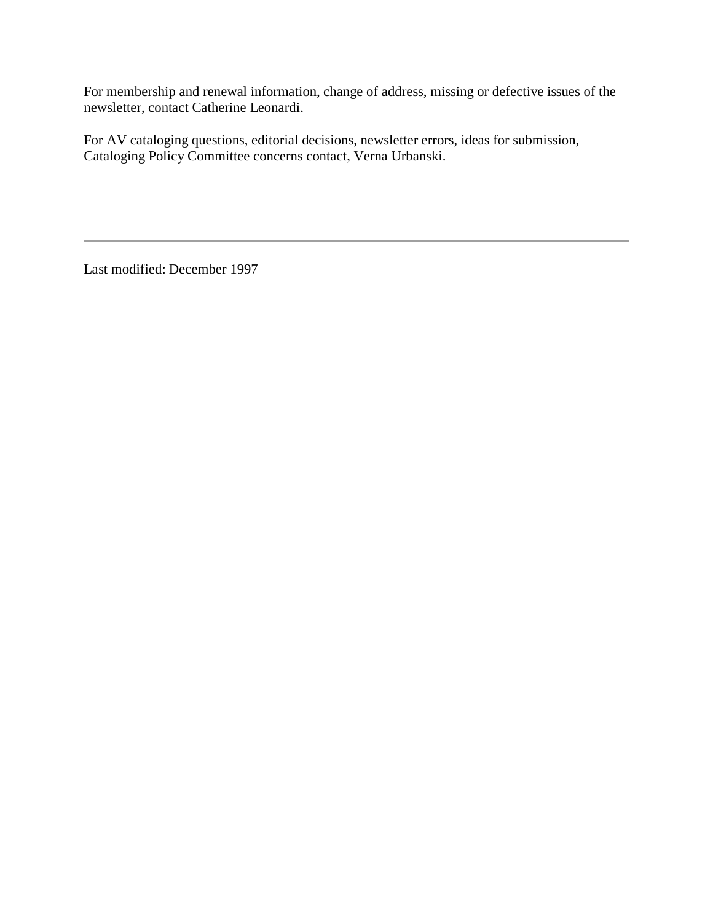For membership and renewal information, change of address, missing or defective issues of the newsletter, contact Catherine Leonardi.

For AV cataloging questions, editorial decisions, newsletter errors, ideas for submission, Cataloging Policy Committee concerns contact, Verna Urbanski.

---

Last modified: December 1997